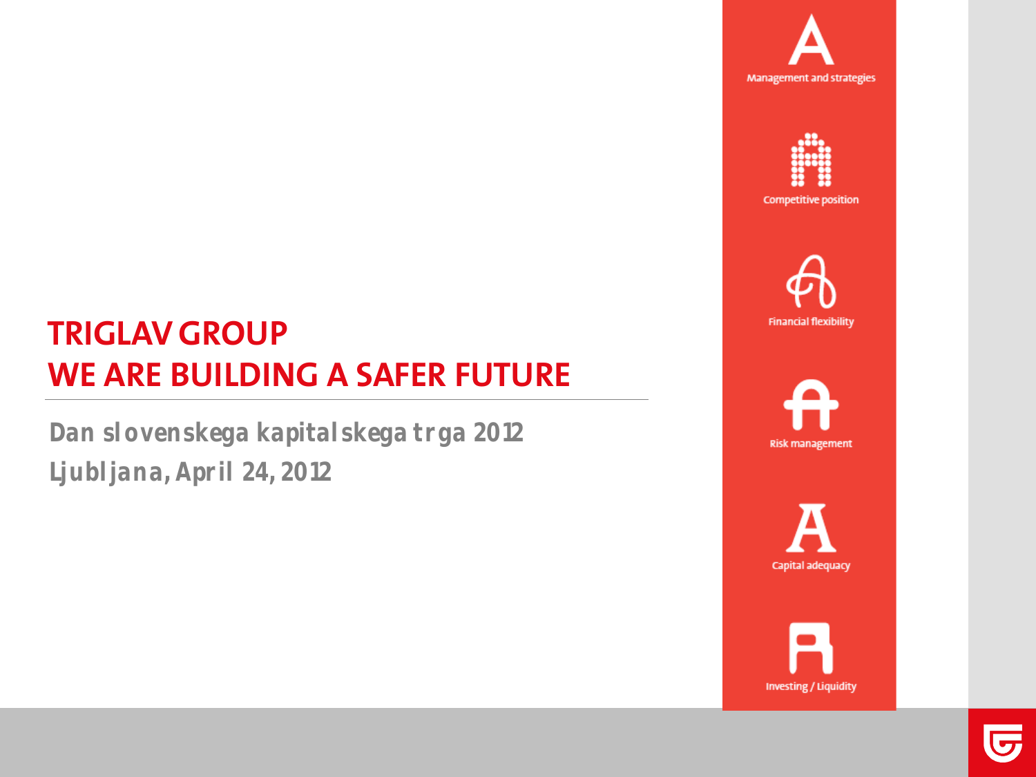# TRIGLAV GROUP
# WE ARE BUILDING A SAFER FUTURE

**Dan slovenskega kapitalskega trga 2012**

**Ljubljana, April 24, 2012**

Management and strategies

Competitive position

Financial flexibility

Risk management

Capital adequacy

Investing / Liquidity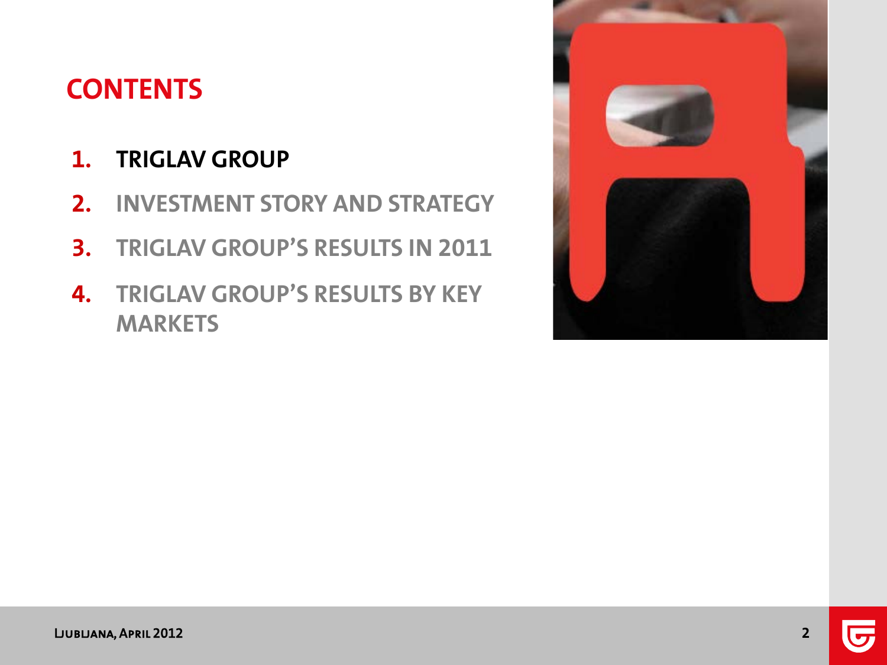# CONTENTS

1. **TRIGLAV GROUP**
2. **INVESTMENT STORY AND STRATEGY**
3. **TRIGLAV GROUP'S RESULTS IN 2011**
4. **TRIGLAV GROUP'S RESULTS BY KEY MARKETS**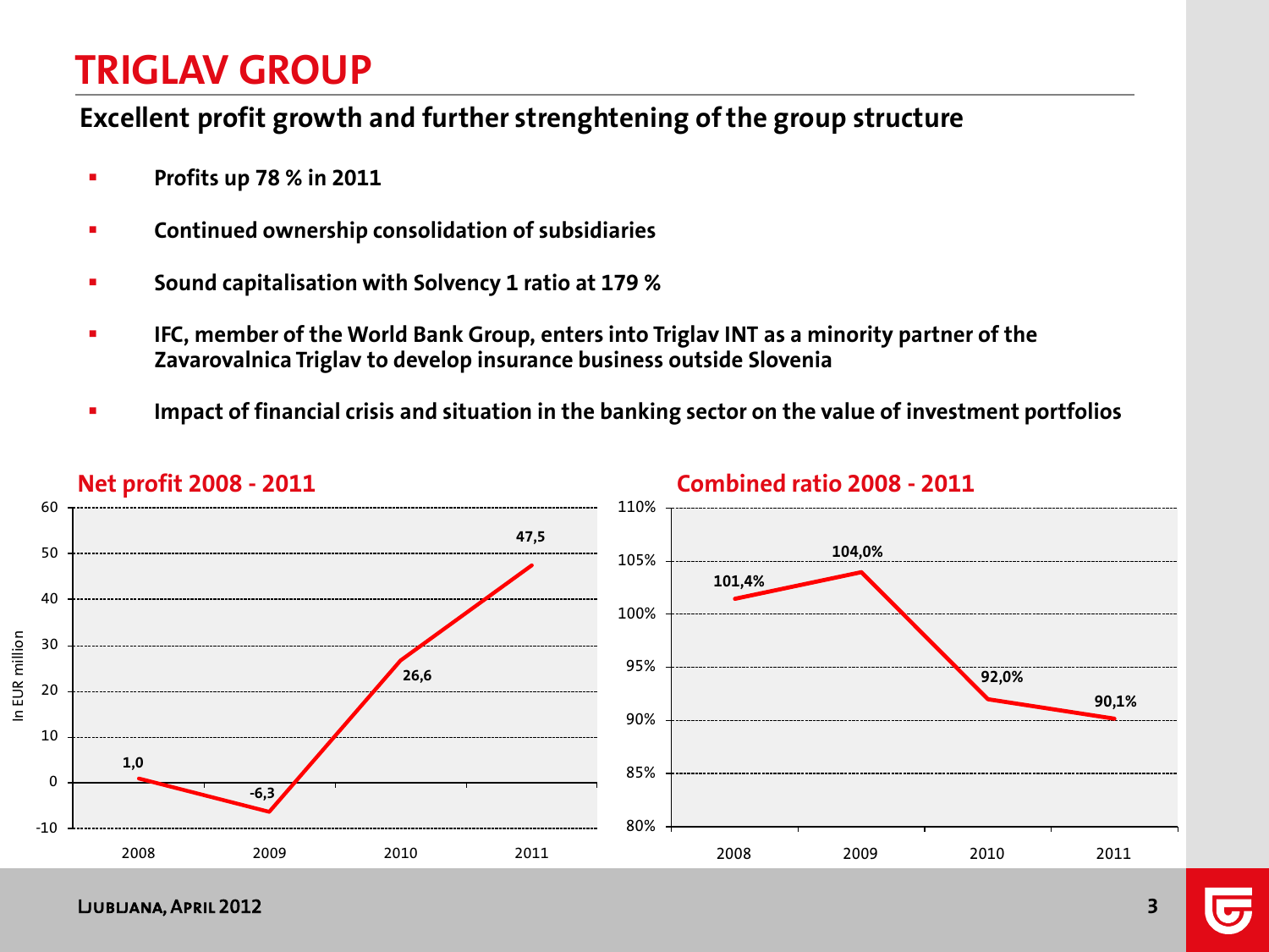# TRIGLAV GROUP

## Excellent profit growth and further strenghtening of the group structure

- **Profits up 78 % in 2011**
- **Continued ownership consolidation of subsidiaries**
- **Sound capitalisation with Solvency 1 ratio at 179 %**
- **IFC, member of the World Bank Group, enters into Triglav INT as a minority partner of the Zavarovalnica Triglav to develop insurance business outside Slovenia**
- **Impact of financial crisis and situation in the banking sector on the value of investment portfolios**

### Net profit 2008 - 2011

In EUR million

| Year | Net profit |
| --- | --- |
| 2008 | 1,0 |
| 2009 | -6,3 |
| 2010 | 26,6 |
| 2011 | 47,5 |

### Combined ratio 2008 - 2011

| Year | Combined ratio |
| --- | --- |
| 2008 | 101,4% |
| 2009 | 104,0% |
| 2010 | 92,0% |
| 2011 | 90,1% |

Ljubljana, April 2012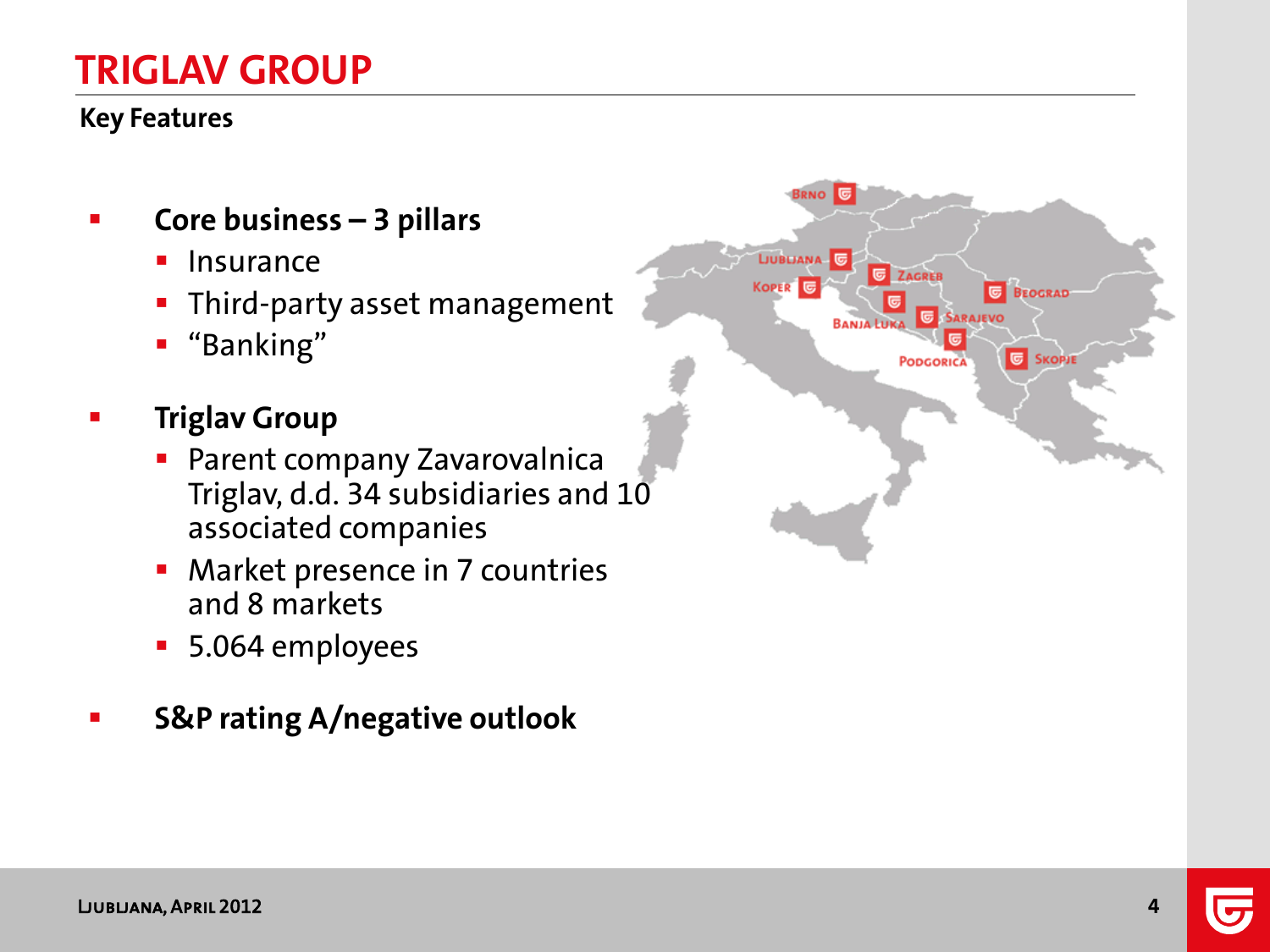# TRIGLAV GROUP

**Key Features**

- **Core business – 3 pillars**
  - Insurance
  - Third-party asset management
  - "Banking"

- **Triglav Group**
  - Parent company Zavarovalnica Triglav, d.d. 34 subsidiaries and 10 associated companies
  - Market presence in 7 countries and 8 markets
  - 5.064 employees

- **S&P rating A/negative outlook**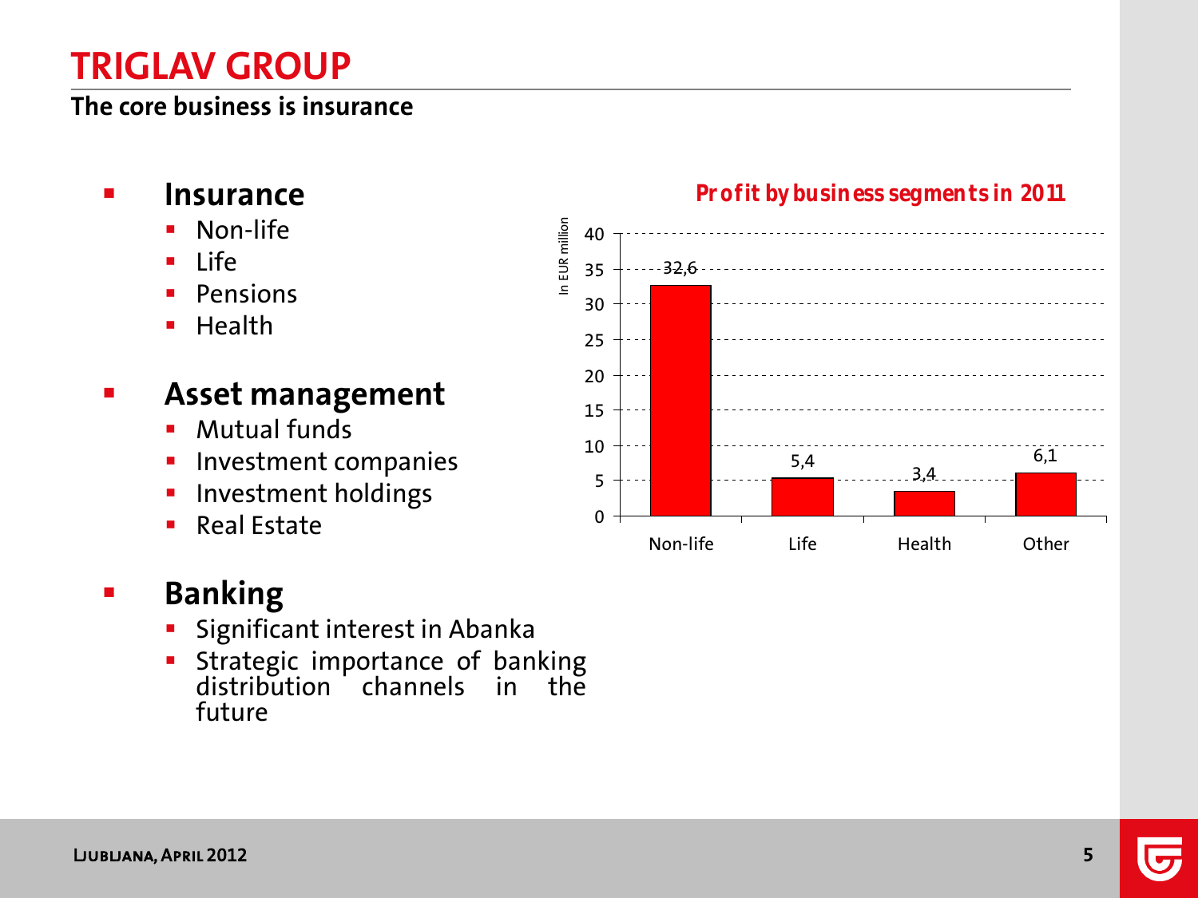# TRIGLAV GROUP

**The core business is insurance**

- **Insurance**
  - Non-life
  - Life
  - Pensions
  - Health

- **Asset management**
  - Mutual funds
  - Investment companies
  - Investment holdings
  - Real Estate

- **Banking**
  - Significant interest in Abanka
  - Strategic importance of banking distribution channels in the future

***Profit by business segments in 2011***

In EUR million

| Segment | Profit |
|---|---|
| Non-life | 32,6 |
| Life | 5,4 |
| Health | 3,4 |
| Other | 6,1 |

LJUBLJANA, APRIL 2012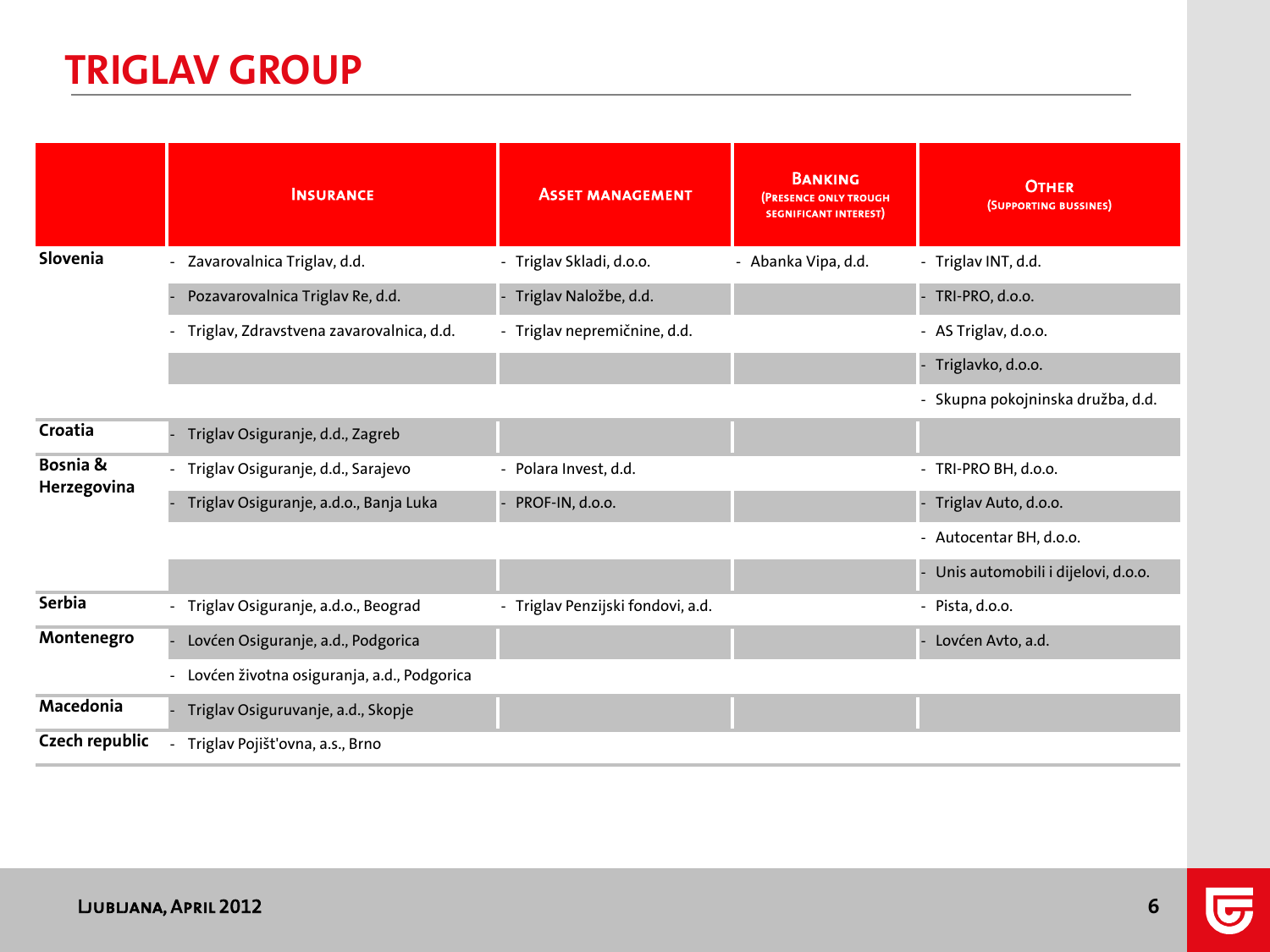# TRIGLAV GROUP

| | Insurance | Asset management | Banking (Presence only trough segnificant interest) | Other (Supporting bussines) |
|---|---|---|---|---|
| **Slovenia** | - Zavarovalnica Triglav, d.d. | - Triglav Skladi, d.o.o. | - Abanka Vipa, d.d. | - Triglav INT, d.d. |
| | - Pozavarovalnica Triglav Re, d.d. | - Triglav Naložbe, d.d. | | - TRI-PRO, d.o.o. |
| | - Triglav, Zdravstvena zavarovalnica, d.d. | - Triglav nepremičnine, d.d. | | - AS Triglav, d.o.o. |
| | | | | - Triglavko, d.o.o. |
| | | | | - Skupna pokojninska družba, d.d. |
| **Croatia** | - Triglav Osiguranje, d.d., Zagreb | | | |
| **Bosnia & Herzegovina** | - Triglav Osiguranje, d.d., Sarajevo | - Polara Invest, d.d. | | - TRI-PRO BH, d.o.o. |
| | - Triglav Osiguranje, a.d.o., Banja Luka | - PROF-IN, d.o.o. | | - Triglav Auto, d.o.o. |
| | | | | - Autocentar BH, d.o.o. |
| | | | | - Unis automobili i dijelovi, d.o.o. |
| **Serbia** | - Triglav Osiguranje, a.d.o., Beograd | - Triglav Penzijski fondovi, a.d. | | - Pista, d.o.o. |
| **Montenegro** | - Lovćen Osiguranje, a.d., Podgorica | | | - Lovćen Avto, a.d. |
| | - Lovćen životna osiguranja, a.d., Podgorica | | | |
| **Macedonia** | - Triglav Osiguruvanje, a.d., Skopje | | | |
| **Czech republic** | - Triglav Pojišt'ovna, a.s., Brno | | | |

Ljubljana, April 2012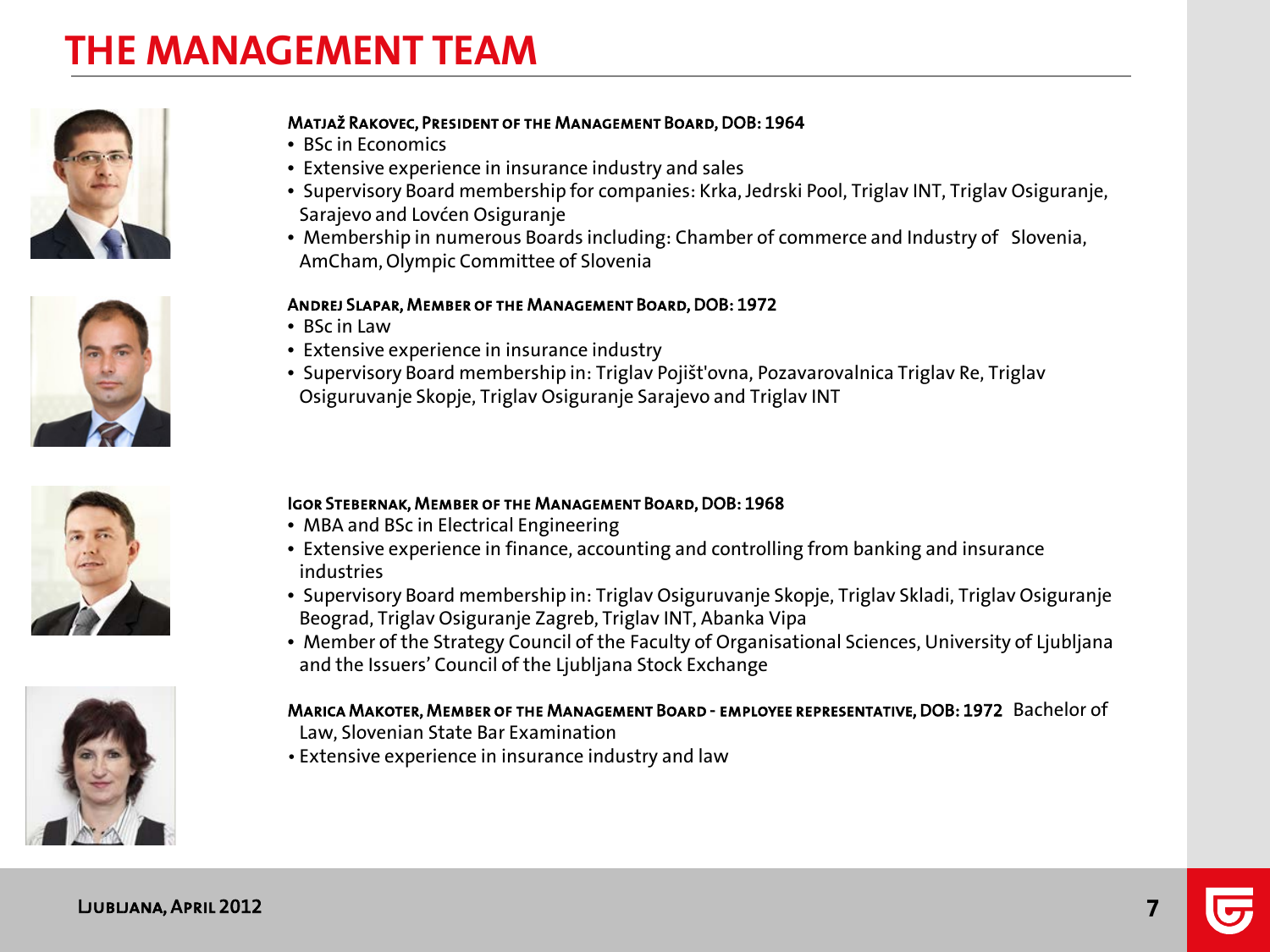# THE MANAGEMENT TEAM

**Matjaž Rakovec, President of the Management Board, DOB: 1964**

- BSc in Economics
- Extensive experience in insurance industry and sales
- Supervisory Board membership for companies: Krka, Jedrski Pool, Triglav INT, Triglav Osiguranje, Sarajevo and Lovćen Osiguranje
- Membership in numerous Boards including: Chamber of commerce and Industry of Slovenia, AmCham, Olympic Committee of Slovenia

**Andrej Slapar, Member of the Management Board, DOB: 1972**

- BSc in Law
- Extensive experience in insurance industry
- Supervisory Board membership in: Triglav Pojišt'ovna, Pozavarovalnica Triglav Re, Triglav Osiguruvanje Skopje, Triglav Osiguranje Sarajevo and Triglav INT

**Igor Stebernak, Member of the Management Board, DOB: 1968**

- MBA and BSc in Electrical Engineering
- Extensive experience in finance, accounting and controlling from banking and insurance industries
- Supervisory Board membership in: Triglav Osiguruvanje Skopje, Triglav Skladi, Triglav Osiguranje Beograd, Triglav Osiguranje Zagreb, Triglav INT, Abanka Vipa
- Member of the Strategy Council of the Faculty of Organisational Sciences, University of Ljubljana and the Issuers' Council of the Ljubljana Stock Exchange

**Marica Makoter, Member of the Management Board - employee representative, DOB: 1972** Bachelor of Law, Slovenian State Bar Examination

- Extensive experience in insurance industry and law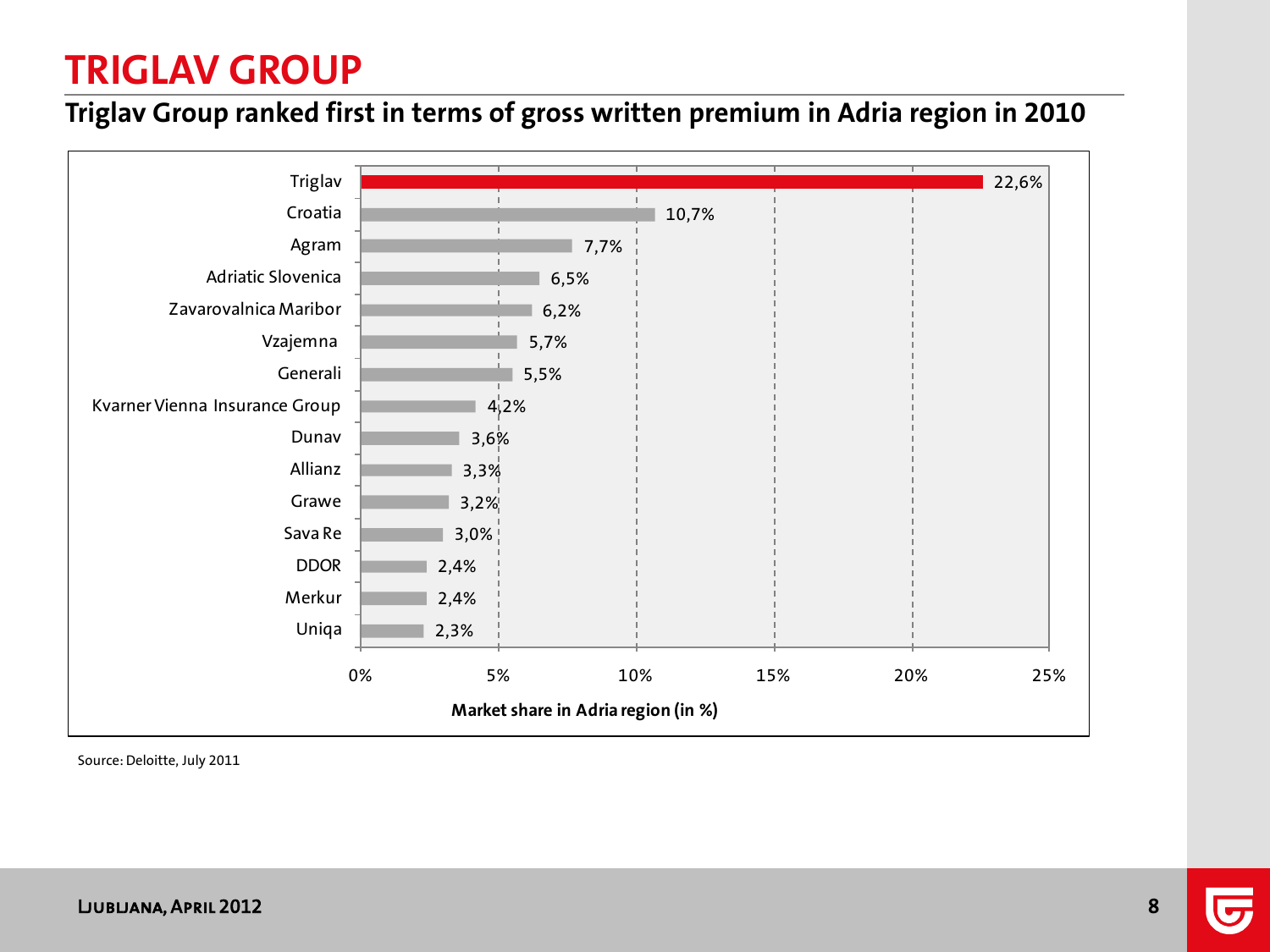# TRIGLAV GROUP

## Triglav Group ranked first in terms of gross written premium in Adria region in 2010

| Company | Market share in Adria region (in %) |
| --- | --- |
| Triglav | 22,6% |
| Croatia | 10,7% |
| Agram | 7,7% |
| Adriatic Slovenica | 6,5% |
| Zavarovalnica Maribor | 6,2% |
| Vzajemna | 5,7% |
| Generali | 5,5% |
| Kvarner Vienna Insurance Group | 4,2% |
| Dunav | 3,6% |
| Allianz | 3,3% |
| Grawe | 3,2% |
| Sava Re | 3,0% |
| DDOR | 2,4% |
| Merkur | 2,4% |
| Uniqa | 2,3% |

Source: Deloitte, July 2011

LJUBLJANA, APRIL 2012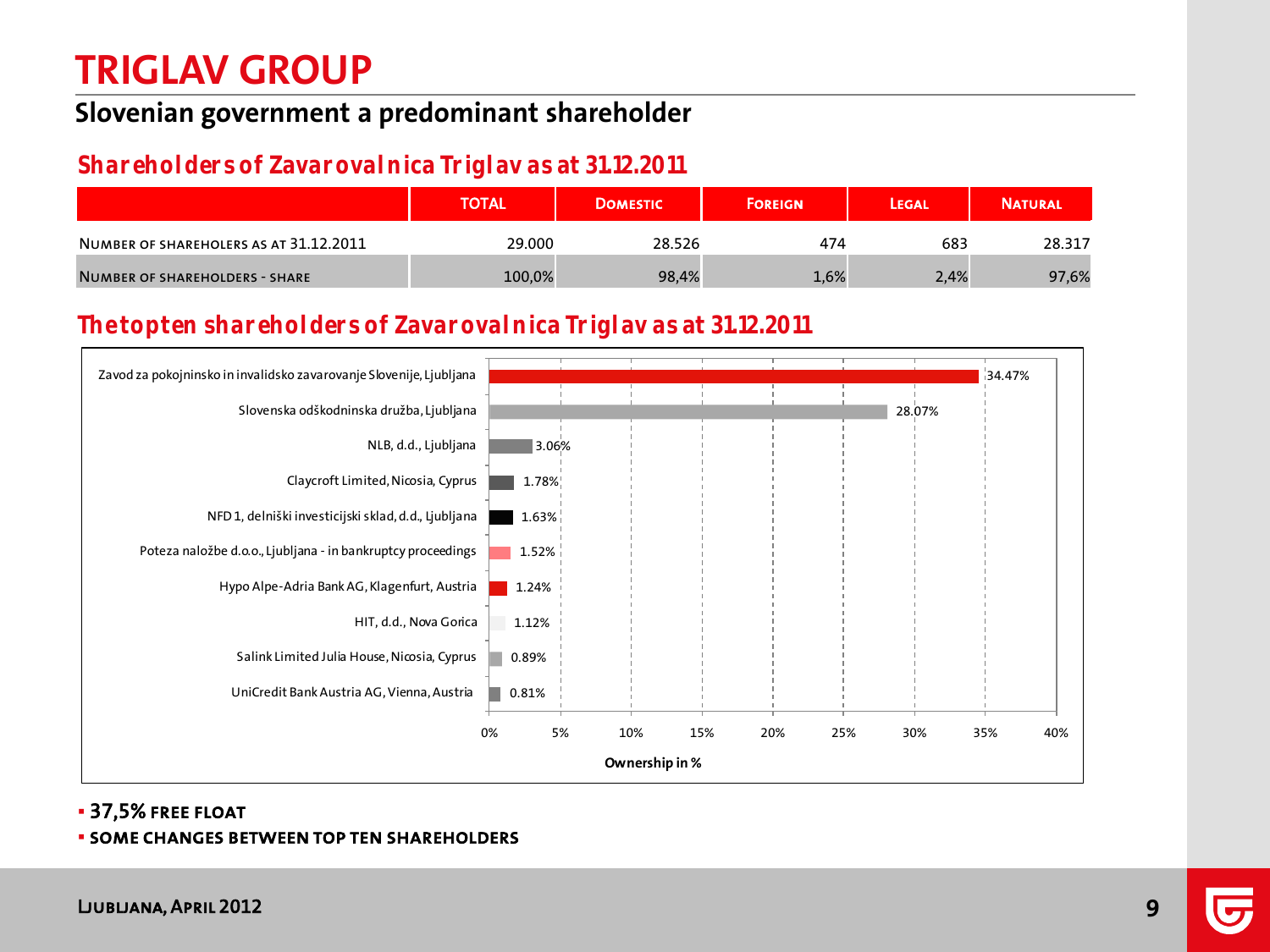# TRIGLAV GROUP

## Slovenian government a predominant shareholder

### Shareholders of Zavarovalnica Triglav as at 31.12.2011

| | TOTAL | DOMESTIC | FOREIGN | LEGAL | NATURAL |
|---|---|---|---|---|---|
| NUMBER OF SHAREHOLERS AS AT 31.12.2011 | 29.000 | 28.526 | 474 | 683 | 28.317 |
| NUMBER OF SHAREHOLDERS - SHARE | 100,0% | 98,4% | 1,6% | 2,4% | 97,6% |

### The top ten shareholders of Zavarovalnica Triglav as at 31.12.2011

| Shareholder | Ownership in % |
|---|---|
| Zavod za pokojninsko in invalidsko zavarovanje Slovenije, Ljubljana | 34.47% |
| Slovenska odškodninska družba, Ljubljana | 28.07% |
| NLB, d.d., Ljubljana | 3.06% |
| Claycroft Limited, Nicosia, Cyprus | 1.78% |
| NFD 1, delniški investicijski sklad, d.d., Ljubljana | 1.63% |
| Poteza naložbe d.o.o., Ljubljana - in bankruptcy proceedings | 1.52% |
| Hypo Alpe-Adria Bank AG, Klagenfurt, Austria | 1.24% |
| HIT, d.d., Nova Gorica | 1.12% |
| Salink Limited Julia House, Nicosia, Cyprus | 0.89% |
| UniCredit Bank Austria AG, Vienna, Austria | 0.81% |

- **37,5% FREE FLOAT**
- **SOME CHANGES BETWEEN TOP TEN SHAREHOLDERS**

LJUBLJANA, APRIL 2012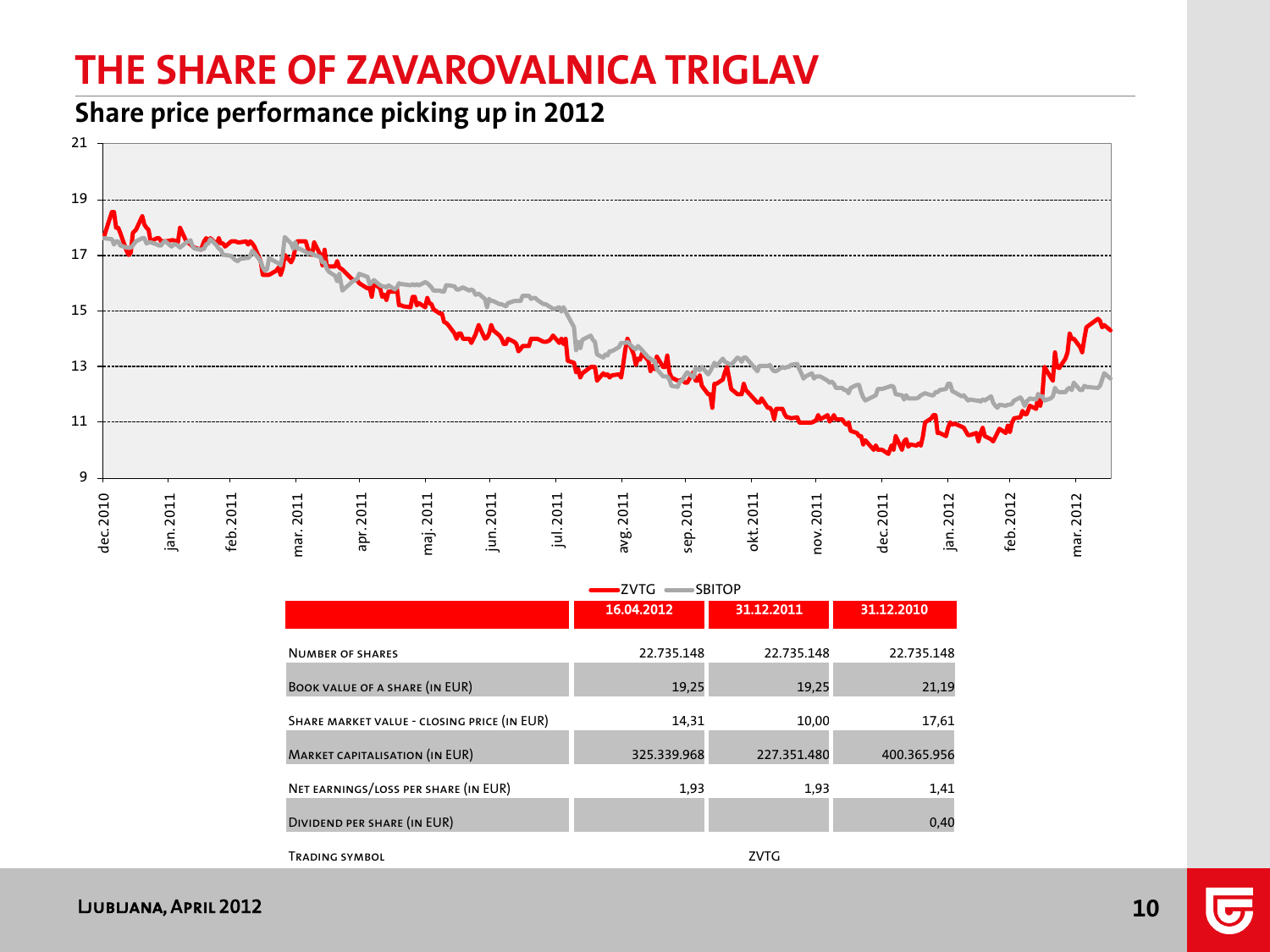# THE SHARE OF ZAVAROVALNICA TRIGLAV

## Share price performance picking up in 2012

ZVTG — SBITOP

| | 16.04.2012 | 31.12.2011 | 31.12.2010 |
|---|---|---|---|
| Number of shares | 22.735.148 | 22.735.148 | 22.735.148 |
| Book value of a share (in EUR) | 19,25 | 19,25 | 21,19 |
| Share market value - closing price (in EUR) | 14,31 | 10,00 | 17,61 |
| Market capitalisation (in EUR) | 325.339.968 | 227.351.480 | 400.365.956 |
| Net earnings/loss per share (in EUR) | 1,93 | 1,93 | 1,41 |
| Dividend per share (in EUR) | | | 0,40 |
| Trading symbol | | ZVTG | |

Ljubljana, April 2012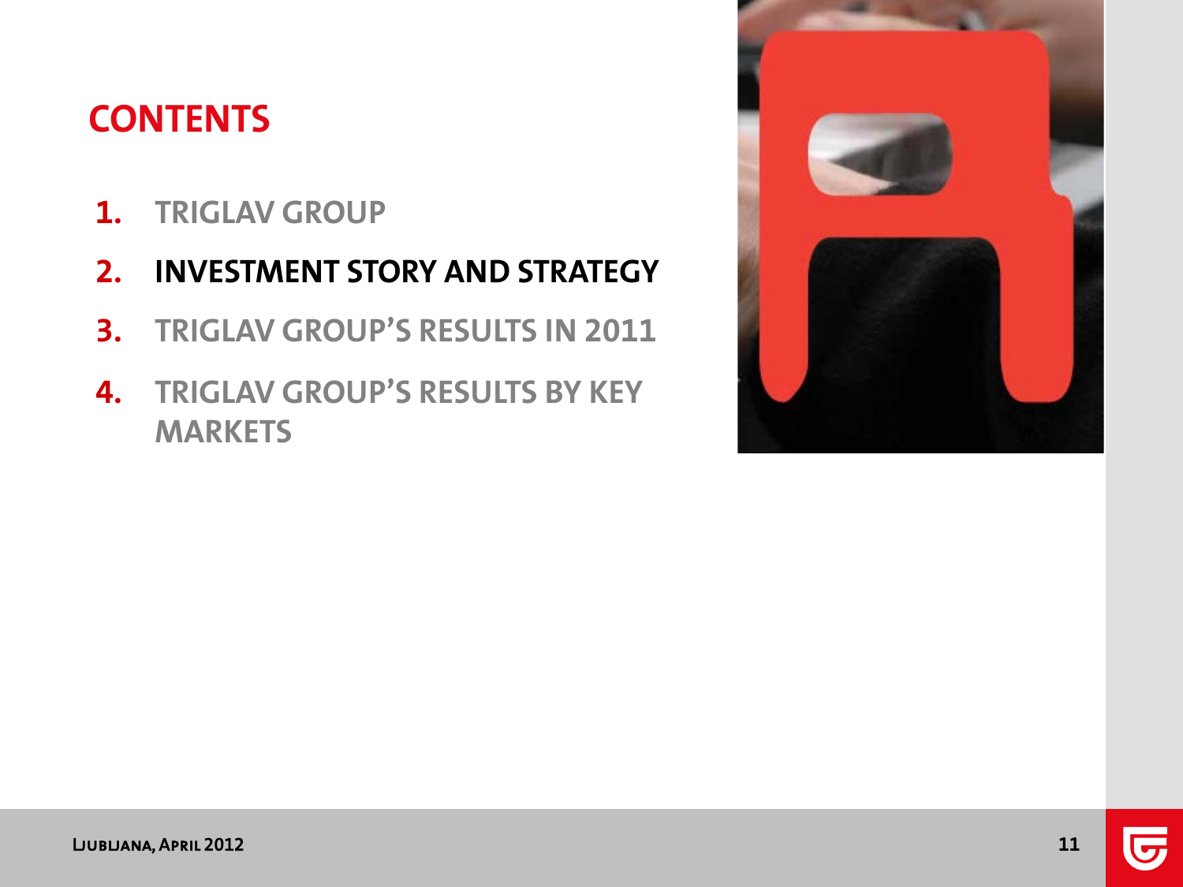# CONTENTS

1. TRIGLAV GROUP
2. **INVESTMENT STORY AND STRATEGY**
3. TRIGLAV GROUP'S RESULTS IN 2011
4. TRIGLAV GROUP'S RESULTS BY KEY MARKETS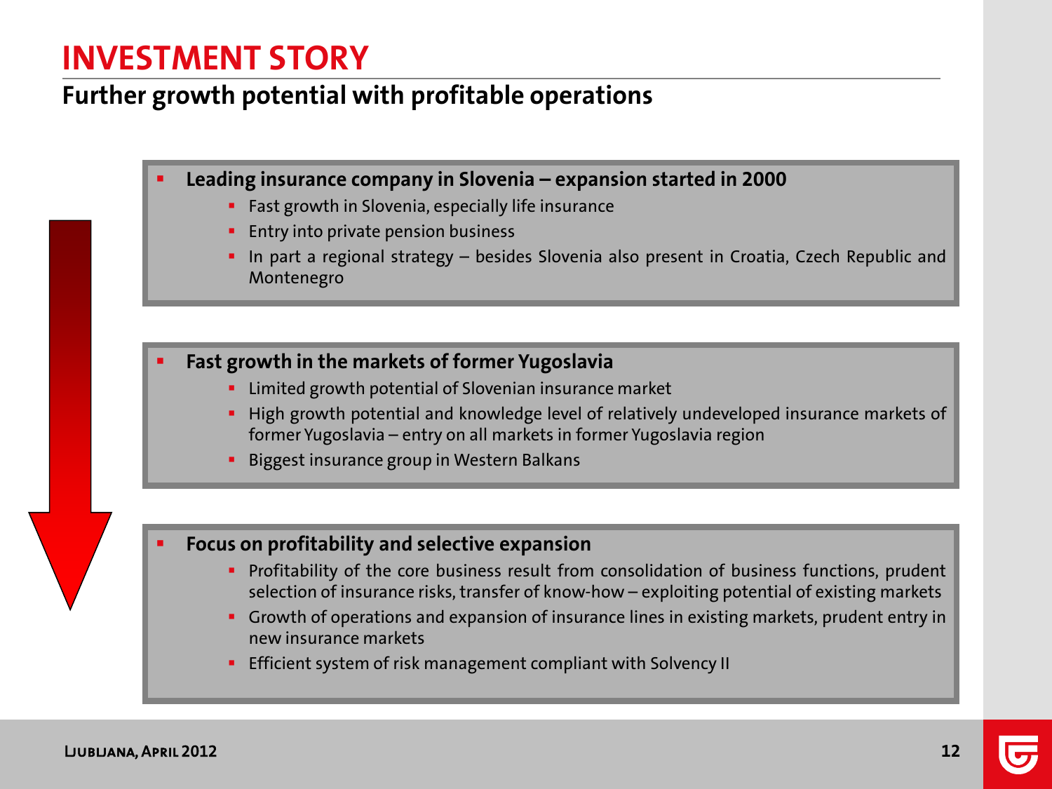# INVESTMENT STORY

## Further growth potential with profitable operations

- **Leading insurance company in Slovenia – expansion started in 2000**
  - Fast growth in Slovenia, especially life insurance
  - Entry into private pension business
  - In part a regional strategy – besides Slovenia also present in Croatia, Czech Republic and Montenegro

- **Fast growth in the markets of former Yugoslavia**
  - Limited growth potential of Slovenian insurance market
  - High growth potential and knowledge level of relatively undeveloped insurance markets of former Yugoslavia – entry on all markets in former Yugoslavia region
  - Biggest insurance group in Western Balkans

- **Focus on profitability and selective expansion**
  - Profitability of the core business result from consolidation of business functions, prudent selection of insurance risks, transfer of know-how – exploiting potential of existing markets
  - Growth of operations and expansion of insurance lines in existing markets, prudent entry in new insurance markets
  - Efficient system of risk management compliant with Solvency II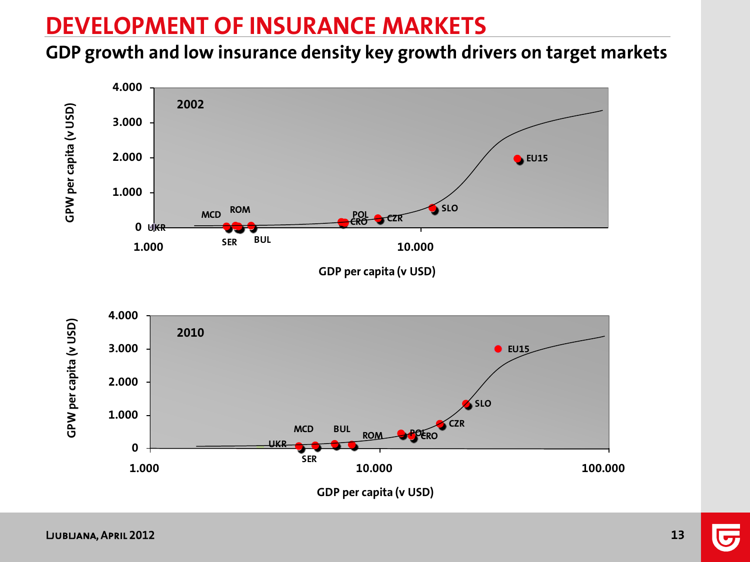# DEVELOPMENT OF INSURANCE MARKETS

## GDP growth and low insurance density key growth drivers on target markets

**2002**

GPW per capita (v USD): 0, 1.000, 2.000, 3.000, 4.000

GDP per capita (v USD): 1.000, 10.000

UKR, MCD, ROM, SER, BUL, POL, CRO, CZR, SLO, EU15

**2010**

GPW per capita (v USD): 0, 1.000, 2.000, 3.000, 4.000

GDP per capita (v USD): 1.000, 10.000, 100.000

UKR, MCD, SER, BUL, ROM, POL, CRO, CZR, SLO, EU15

LJUBLJANA, APRIL 2012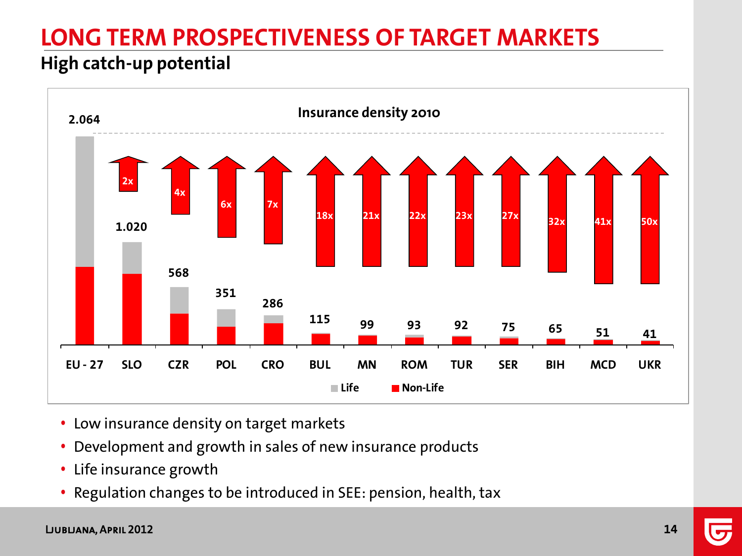# LONG TERM PROSPECTIVENESS OF TARGET MARKETS

## High catch-up potential

**Insurance density 2010**

| | EU - 27 | SLO | CZR | POL | CRO | BUL | MN | ROM | TUR | SER | BIH | MCD | UKR |
|---|---|---|---|---|---|---|---|---|---|---|---|---|---|
| Insurance density | 2.064 | 1.020 | 568 | 351 | 286 | 115 | 99 | 93 | 92 | 75 | 65 | 51 | 41 |
| Catch-up potential | | 2x | 4x | 6x | 7x | 18x | 21x | 22x | 23x | 27x | 32x | 41x | 50x |

Life / Non-Life

- Low insurance density on target markets
- Development and growth in sales of new insurance products
- Life insurance growth
- Regulation changes to be introduced in SEE: pension, health, tax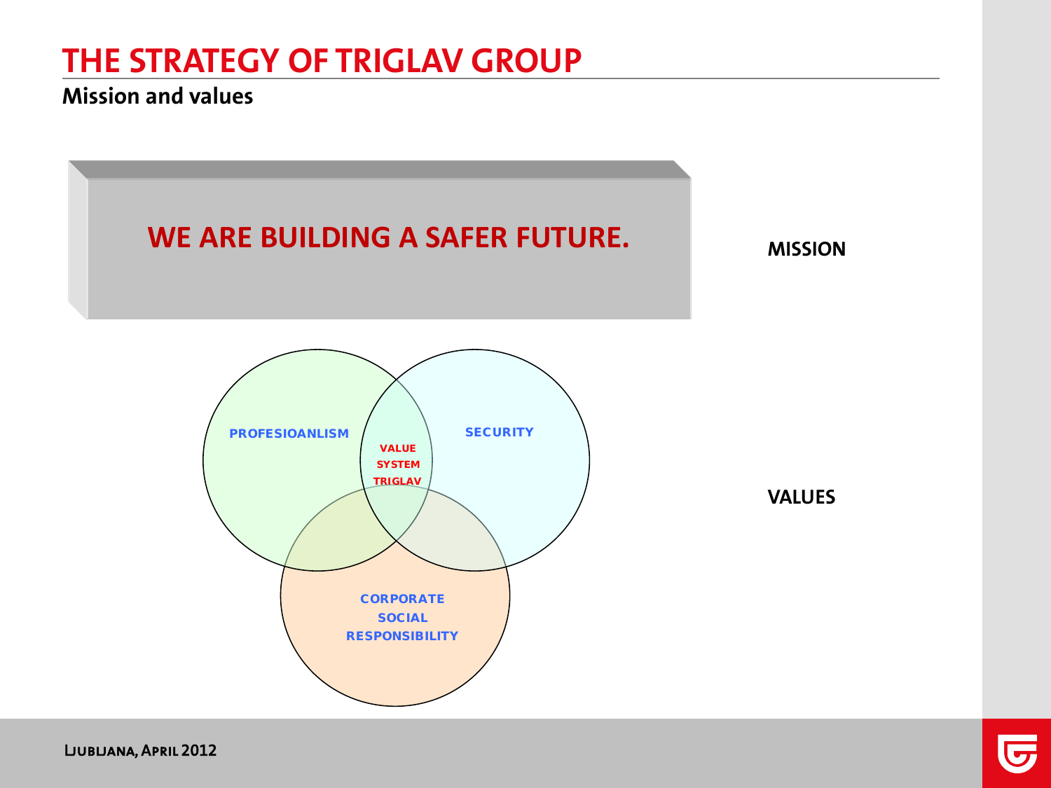# THE STRATEGY OF TRIGLAV GROUP

## Mission and values

**WE ARE BUILDING A SAFER FUTURE.**

**MISSION**

PROFESIOANLISM

SECURITY

VALUE SYSTEM TRIGLAV

CORPORATE SOCIAL RESPONSIBILITY

**VALUES**

Ljubljana, April 2012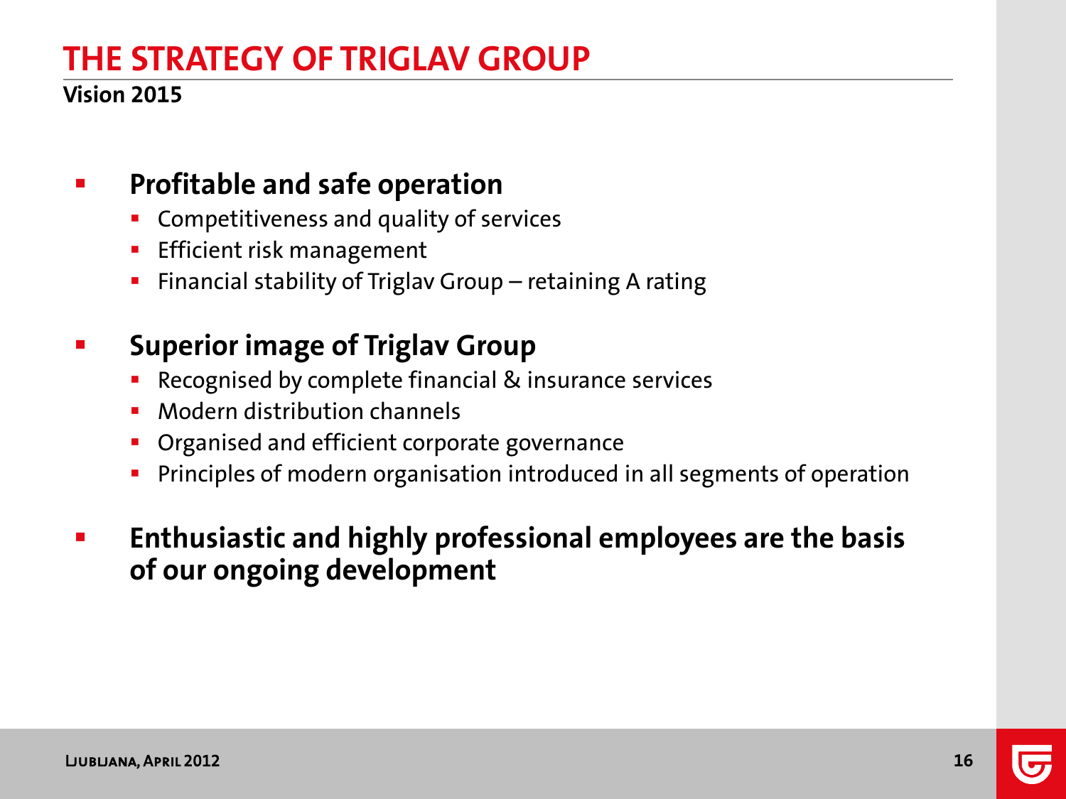# THE STRATEGY OF TRIGLAV GROUP

**Vision 2015**

- **Profitable and safe operation**
  - Competitiveness and quality of services
  - Efficient risk management
  - Financial stability of Triglav Group – retaining A rating
- **Superior image of Triglav Group**
  - Recognised by complete financial & insurance services
  - Modern distribution channels
  - Organised and efficient corporate governance
  - Principles of modern organisation introduced in all segments of operation
- **Enthusiastic and highly professional employees are the basis of our ongoing development**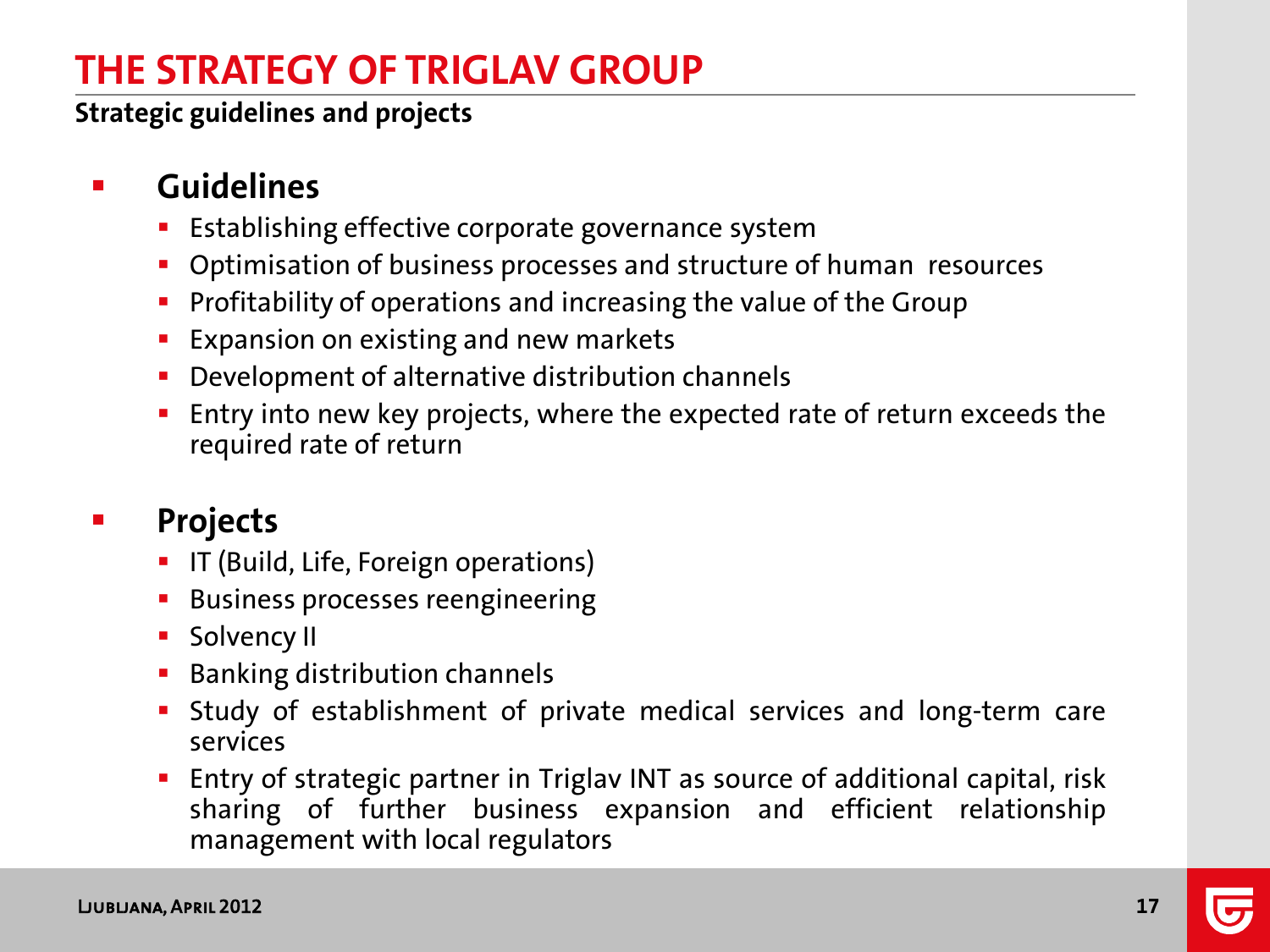# THE STRATEGY OF TRIGLAV GROUP

**Strategic guidelines and projects**

- **Guidelines**
  - Establishing effective corporate governance system
  - Optimisation of business processes and structure of human resources
  - Profitability of operations and increasing the value of the Group
  - Expansion on existing and new markets
  - Development of alternative distribution channels
  - Entry into new key projects, where the expected rate of return exceeds the required rate of return

- **Projects**
  - IT (Build, Life, Foreign operations)
  - Business processes reengineering
  - Solvency II
  - Banking distribution channels
  - Study of establishment of private medical services and long-term care services
  - Entry of strategic partner in Triglav INT as source of additional capital, risk sharing of further business expansion and efficient relationship management with local regulators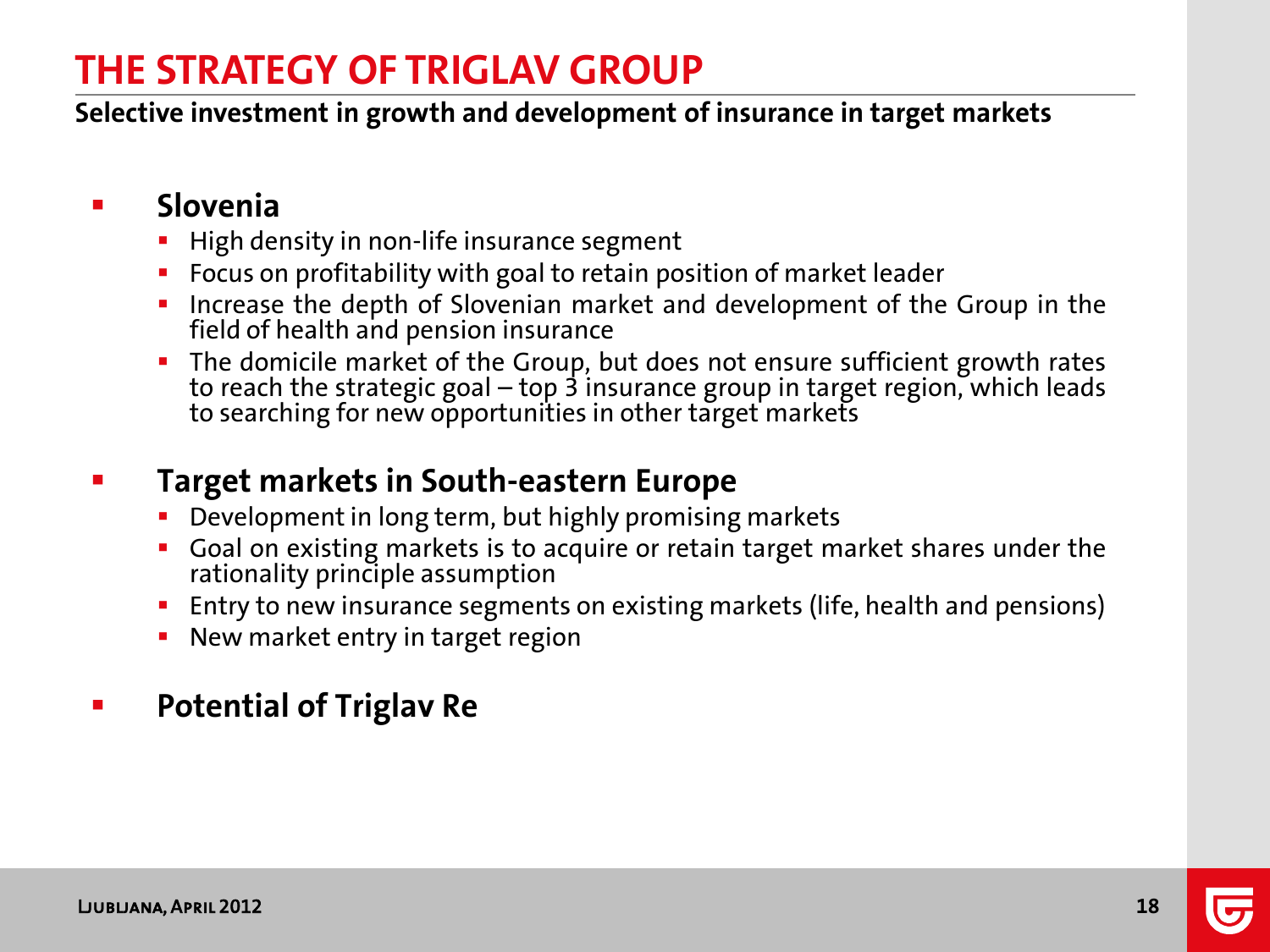# THE STRATEGY OF TRIGLAV GROUP

**Selective investment in growth and development of insurance in target markets**

- **Slovenia**
  - High density in non-life insurance segment
  - Focus on profitability with goal to retain position of market leader
  - Increase the depth of Slovenian market and development of the Group in the field of health and pension insurance
  - The domicile market of the Group, but does not ensure sufficient growth rates to reach the strategic goal – top 3 insurance group in target region, which leads to searching for new opportunities in other target markets

- **Target markets in South-eastern Europe**
  - Development in long term, but highly promising markets
  - Goal on existing markets is to acquire or retain target market shares under the rationality principle assumption
  - Entry to new insurance segments on existing markets (life, health and pensions)
  - New market entry in target region

- **Potential of Triglav Re**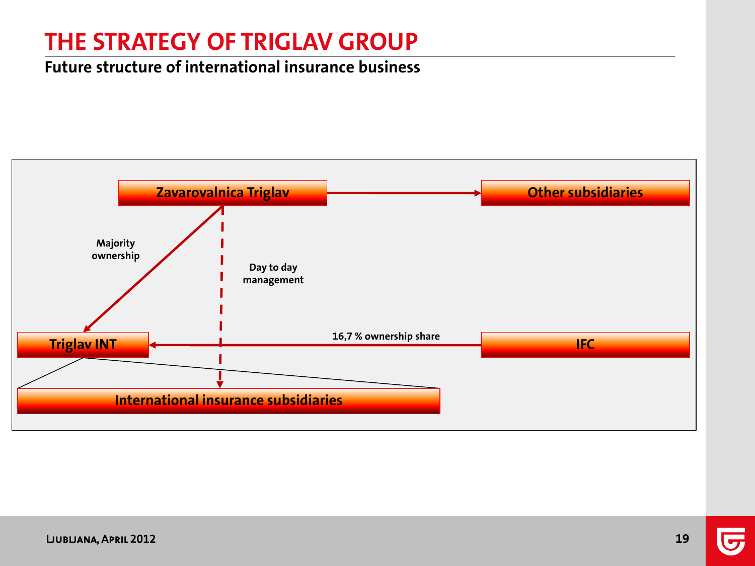# THE STRATEGY OF TRIGLAV GROUP

## Future structure of international insurance business

Zavarovalnica Triglav

Other subsidiaries

Majority ownership

Day to day management

Triglav INT

16,7 % ownership share

IFC

International insurance subsidiaries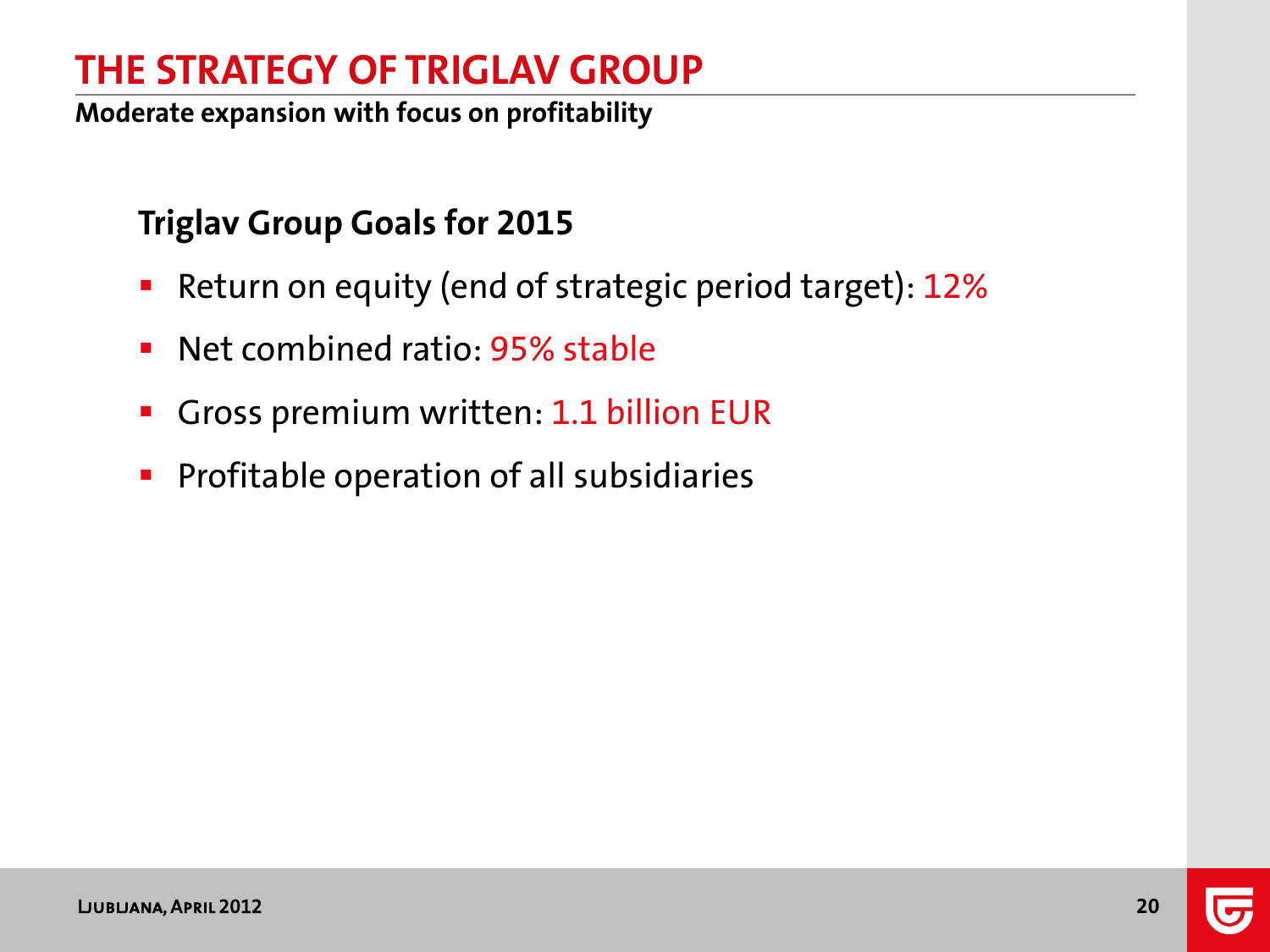# THE STRATEGY OF TRIGLAV GROUP

**Moderate expansion with focus on profitability**

## Triglav Group Goals for 2015

- Return on equity (end of strategic period target): 12%
- Net combined ratio: 95% stable
- Gross premium written: 1.1 billion EUR
- Profitable operation of all subsidiaries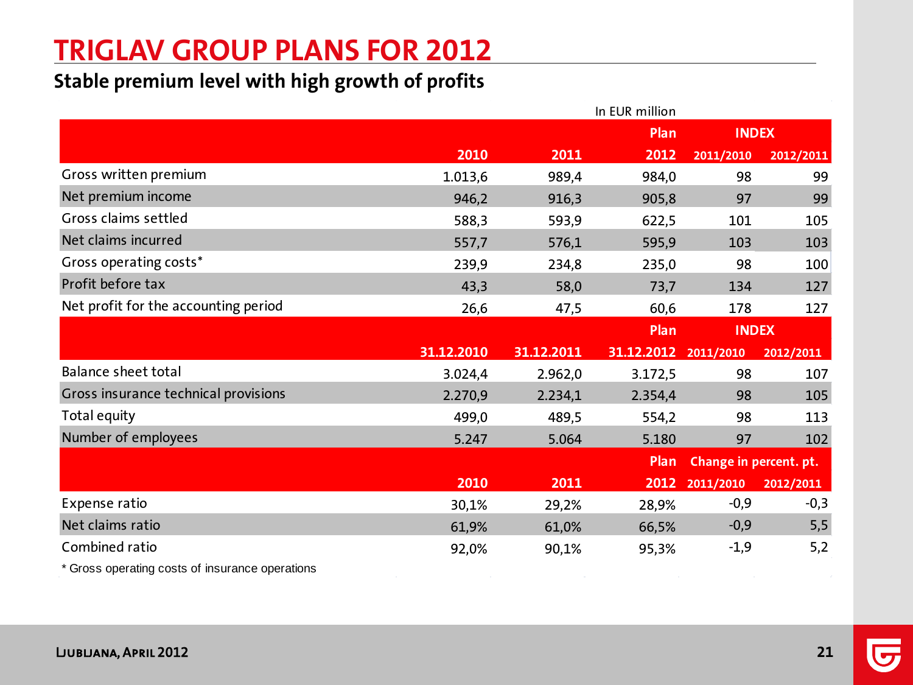# TRIGLAV GROUP PLANS FOR 2012

## Stable premium level with high growth of profits

In EUR million

| | 2010 | 2011 | Plan 2012 | INDEX 2011/2010 | INDEX 2012/2011 |
|---|---|---|---|---|---|
| Gross written premium | 1.013,6 | 989,4 | 984,0 | 98 | 99 |
| Net premium income | 946,2 | 916,3 | 905,8 | 97 | 99 |
| Gross claims settled | 588,3 | 593,9 | 622,5 | 101 | 105 |
| Net claims incurred | 557,7 | 576,1 | 595,9 | 103 | 103 |
| Gross operating costs* | 239,9 | 234,8 | 235,0 | 98 | 100 |
| Profit before tax | 43,3 | 58,0 | 73,7 | 134 | 127 |
| Net profit for the accounting period | 26,6 | 47,5 | 60,6 | 178 | 127 |
| | **31.12.2010** | **31.12.2011** | **Plan 31.12.2012** | **INDEX 2011/2010** | **INDEX 2012/2011** |
| Balance sheet total | 3.024,4 | 2.962,0 | 3.172,5 | 98 | 107 |
| Gross insurance technical provisions | 2.270,9 | 2.234,1 | 2.354,4 | 98 | 105 |
| Total equity | 499,0 | 489,5 | 554,2 | 98 | 113 |
| Number of employees | 5.247 | 5.064 | 5.180 | 97 | 102 |
| | **2010** | **2011** | **Plan 2012** | **Change in percent. pt. 2011/2010** | **Change in percent. pt. 2012/2011** |
| Expense ratio | 30,1% | 29,2% | 28,9% | -0,9 | -0,3 |
| Net claims ratio | 61,9% | 61,0% | 66,5% | -0,9 | 5,5 |
| Combined ratio | 92,0% | 90,1% | 95,3% | -1,9 | 5,2 |

* Gross operating costs of insurance operations

Ljubljana, April 2012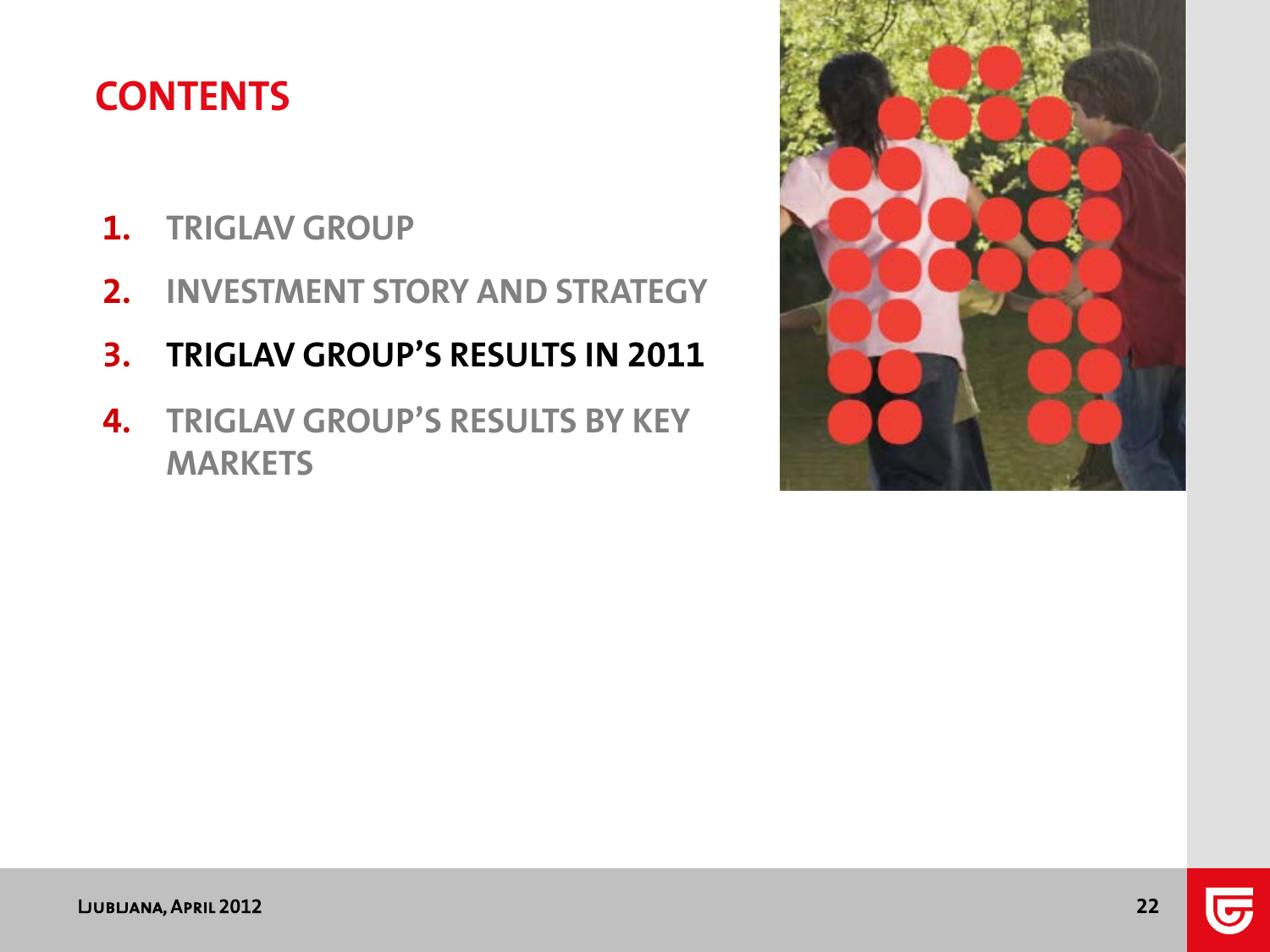# CONTENTS

1. TRIGLAV GROUP
2. INVESTMENT STORY AND STRATEGY
3. **TRIGLAV GROUP'S RESULTS IN 2011**
4. TRIGLAV GROUP'S RESULTS BY KEY MARKETS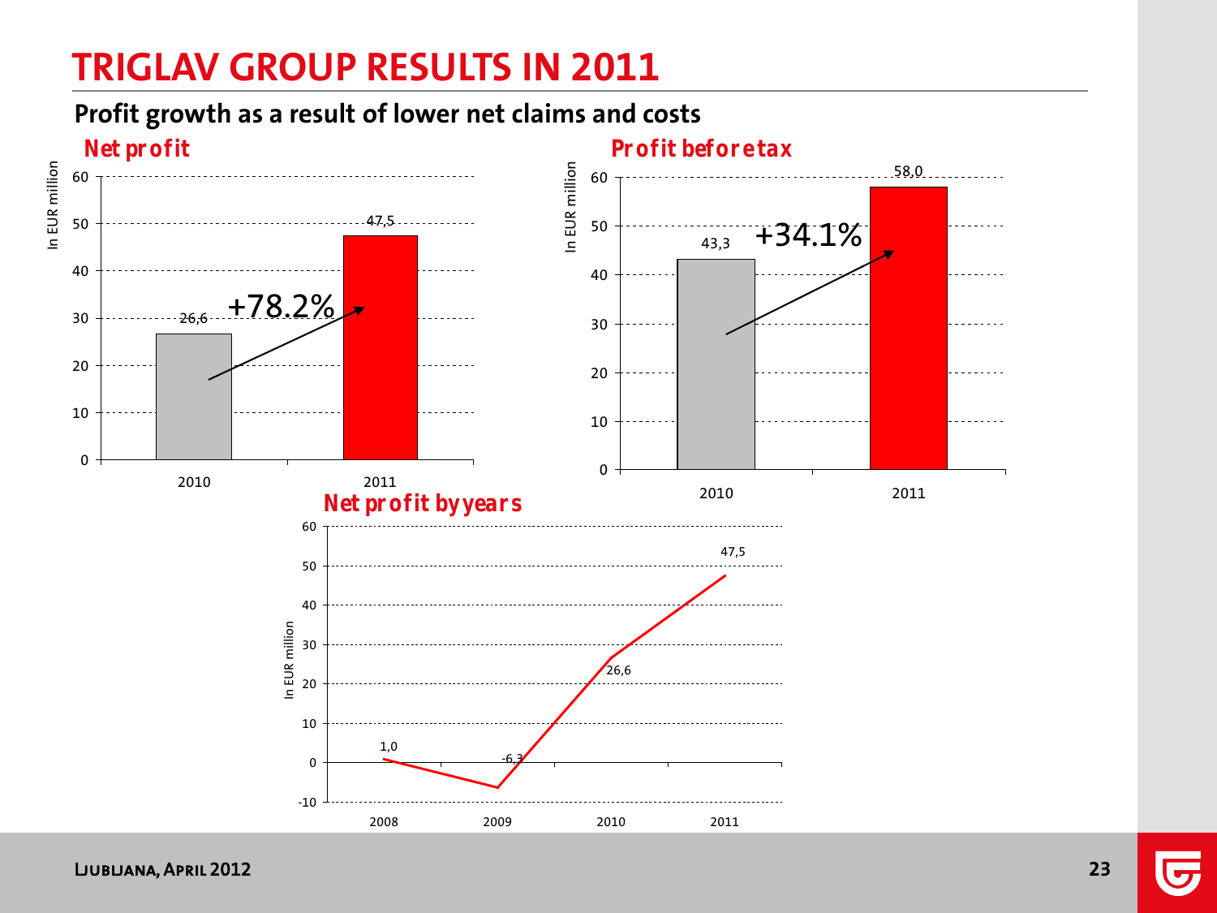# TRIGLAV GROUP RESULTS IN 2011

## Profit growth as a result of lower net claims and costs

### *Net profit*

In EUR million

| Year | Net profit |
|---|---|
| 2010 | 26,6 |
| 2011 | 47,5 |

+78.2%

### *Profit before tax*

In EUR million

| Year | Profit before tax |
|---|---|
| 2010 | 43,3 |
| 2011 | 58,0 |

+34.1%

### *Net profit by years*

In EUR million

| Year | Net profit |
|---|---|
| 2008 | 1,0 |
| 2009 | -6,3 |
| 2010 | 26,6 |
| 2011 | 47,5 |

LJUBLJANA, APRIL 2012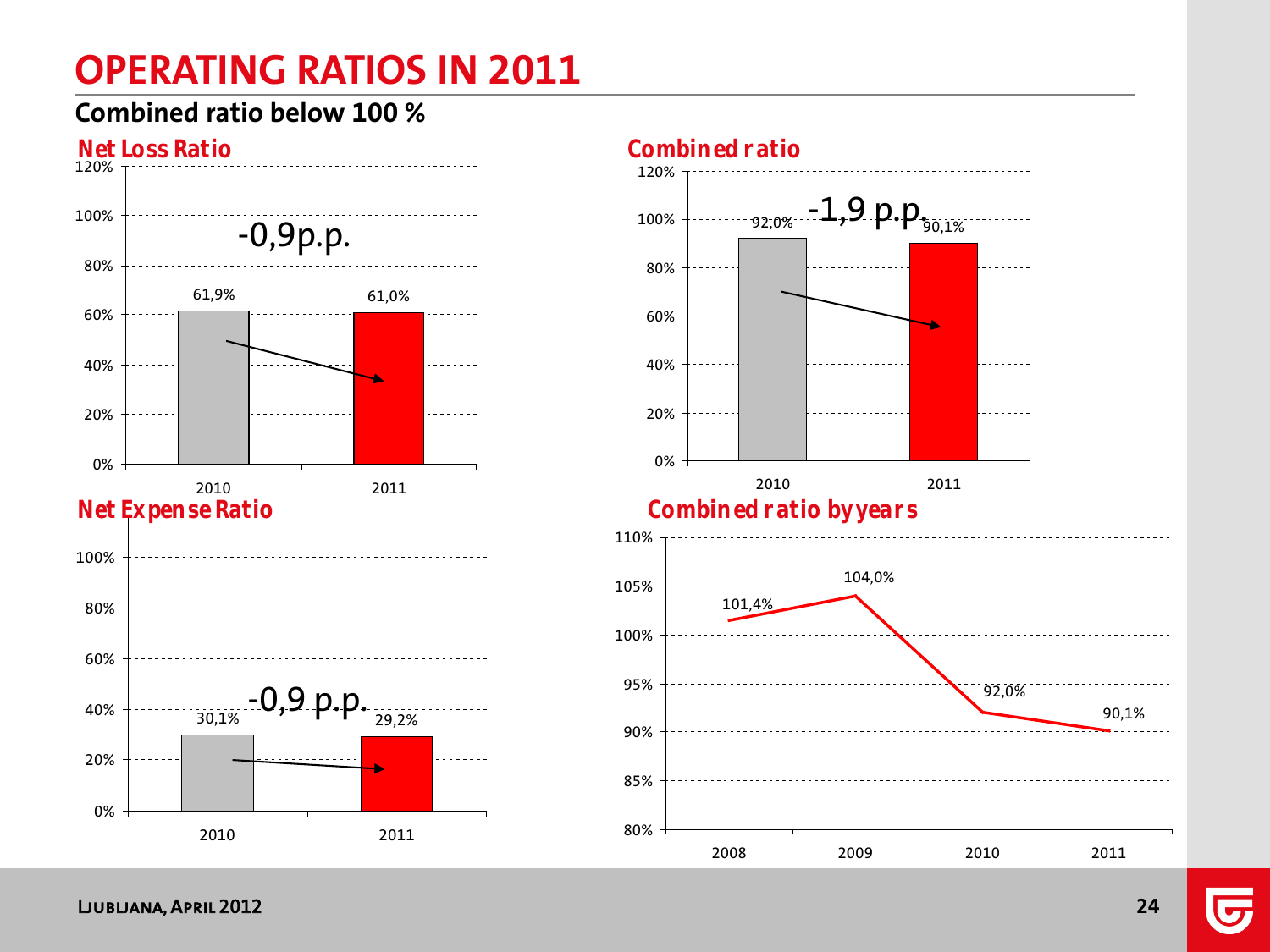# OPERATING RATIOS IN 2011

**Combined ratio below 100 %**

### Net Loss Ratio

-0,9p.p.

| | 2010 | 2011 |
|---|---|---|
| Net Loss Ratio | 61,9% | 61,0% |

### Combined ratio

-1,9 p.p.

| | 2010 | 2011 |
|---|---|---|
| Combined ratio | 92,0% | 90,1% |

### Net Expense Ratio

-0,9 p.p.

| | 2010 | 2011 |
|---|---|---|
| Net Expense Ratio | 30,1% | 29,2% |

### Combined ratio by years

| | 2008 | 2009 | 2010 | 2011 |
|---|---|---|---|---|
| Combined ratio | 101,4% | 104,0% | 92,0% | 90,1% |

Ljubljana, April 2012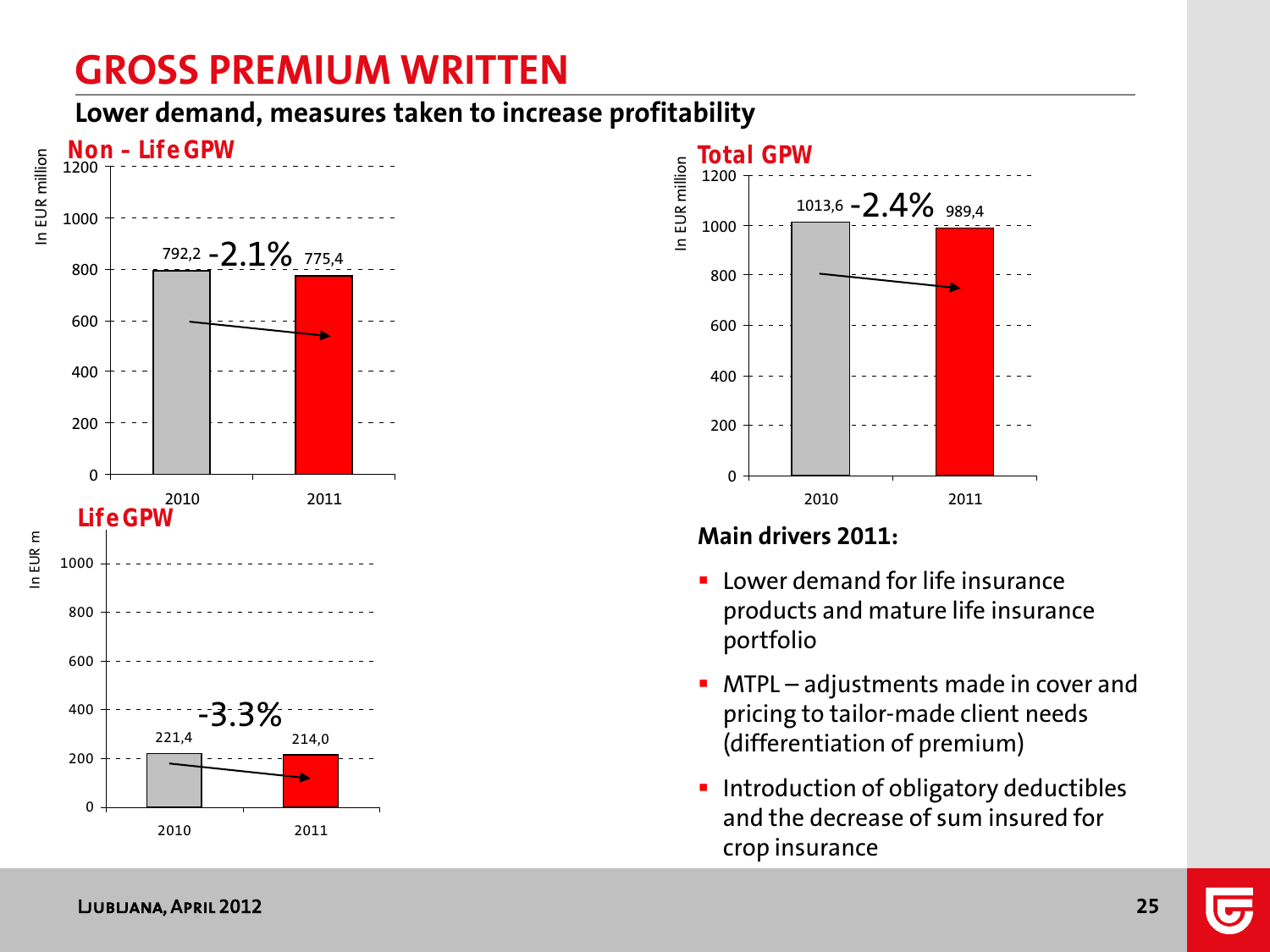# GROSS PREMIUM WRITTEN

## Lower demand, measures taken to increase profitability

### Non - Life GPW

In EUR million

| | 2010 | 2011 |
|---|---|---|
| Non - Life GPW | 792,2 | 775,4 |

-2.1%

### Life GPW

In EUR m

| | 2010 | 2011 |
|---|---|---|
| Life GPW | 221,4 | 214,0 |

-3.3%

### Total GPW

In EUR million

| | 2010 | 2011 |
|---|---|---|
| Total GPW | 1013,6 | 989,4 |

-2.4%

**Main drivers 2011:**

- Lower demand for life insurance products and mature life insurance portfolio
- MTPL – adjustments made in cover and pricing to tailor-made client needs (differentiation of premium)
- Introduction of obligatory deductibles and the decrease of sum insured for crop insurance

LJUBLJANA, APRIL 2012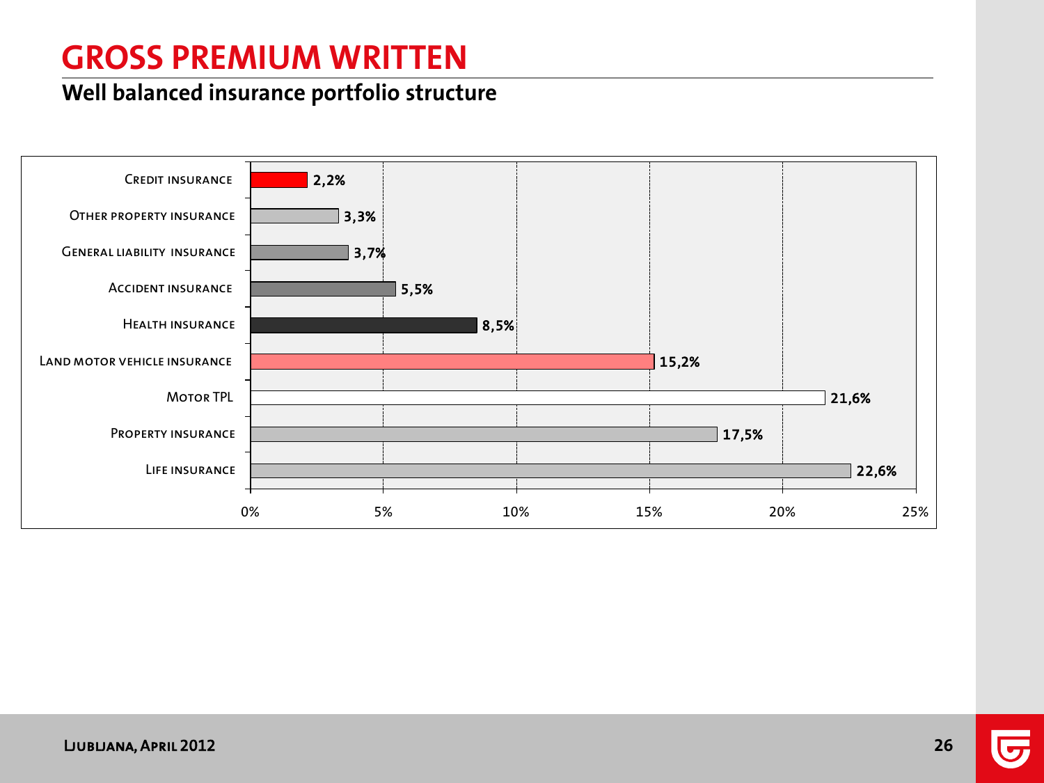# GROSS PREMIUM WRITTEN

## Well balanced insurance portfolio structure

| Insurance class | Share |
|---|---|
| Credit insurance | 2,2% |
| Other property insurance | 3,3% |
| General liability insurance | 3,7% |
| Accident insurance | 5,5% |
| Health insurance | 8,5% |
| Land motor vehicle insurance | 15,2% |
| Motor TPL | 21,6% |
| Property insurance | 17,5% |
| Life insurance | 22,6% |

Ljubljana, April 2012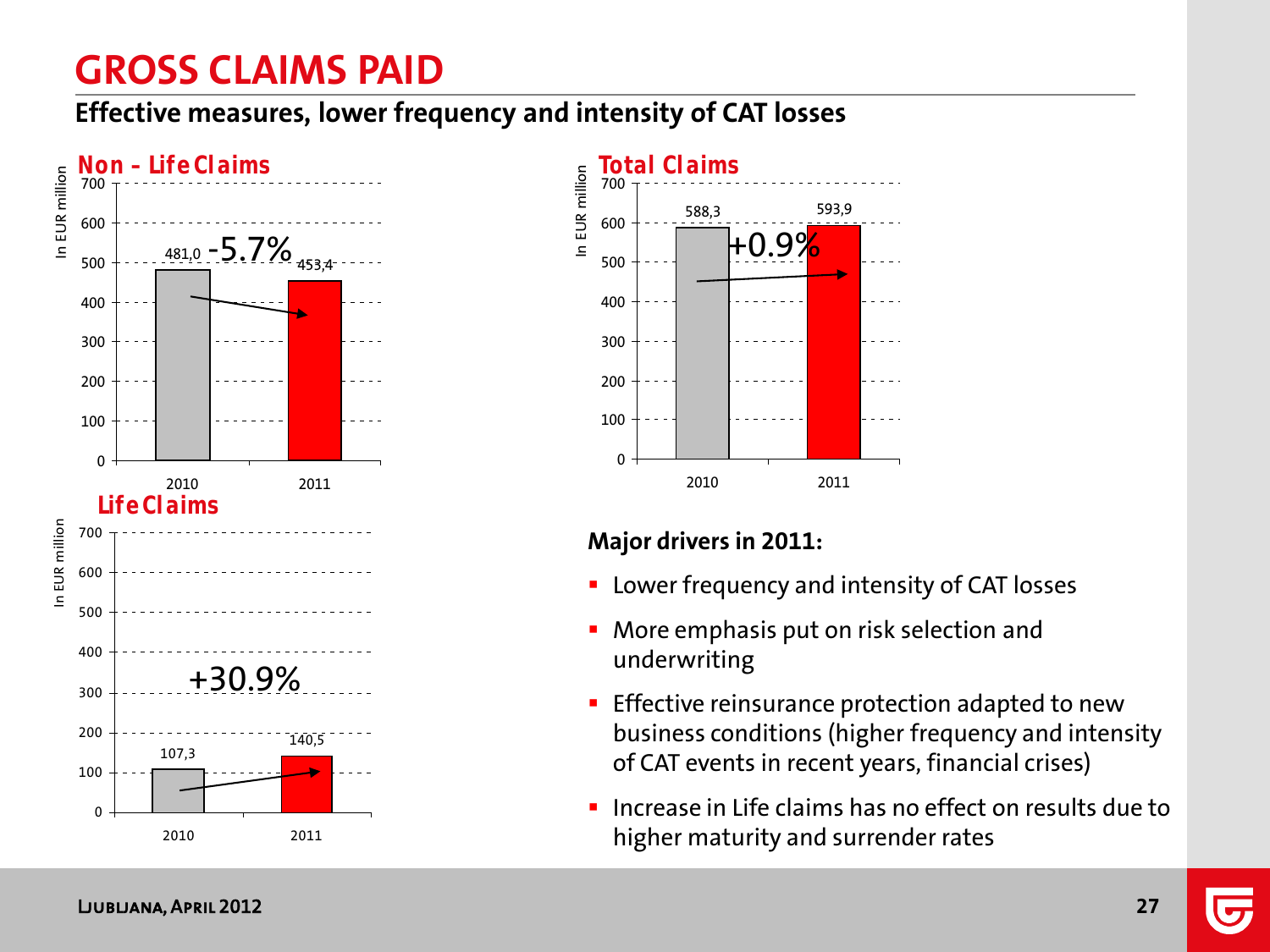# GROSS CLAIMS PAID

## Effective measures, lower frequency and intensity of CAT losses

### Non - Life Claims

In EUR million

| | 2010 | 2011 |
|---|---|---|
| Non - Life Claims | 481,0 | 453,4 |

-5.7%

### Life Claims

In EUR million

| | 2010 | 2011 |
|---|---|---|
| Life Claims | 107,3 | 140,5 |

+30.9%

### Total Claims

In EUR million

| | 2010 | 2011 |
|---|---|---|
| Total Claims | 588,3 | 593,9 |

+0.9%

**Major drivers in 2011:**

- Lower frequency and intensity of CAT losses
- More emphasis put on risk selection and underwriting
- Effective reinsurance protection adapted to new business conditions (higher frequency and intensity of CAT events in recent years, financial crises)
- Increase in Life claims has no effect on results due to higher maturity and surrender rates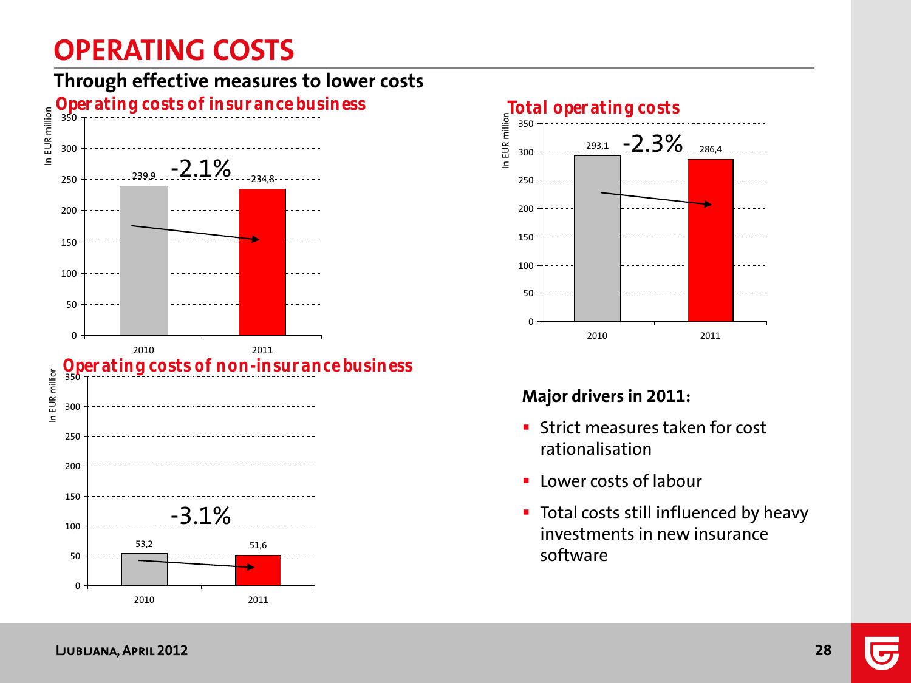# OPERATING COSTS

## Through effective measures to lower costs

### Operating costs of insurance business

In EUR million

| | 2010 | 2011 |
|---|---|---|
| Operating costs of insurance business | 239,9 | 234,8 |

-2.1%

### Operating costs of non-insurance business

In EUR million

| | 2010 | 2011 |
|---|---|---|
| Operating costs of non-insurance business | 53,2 | 51,6 |

-3.1%

### Total operating costs

In EUR million

| | 2010 | 2011 |
|---|---|---|
| Total operating costs | 293,1 | 286,4 |

-2.3%

**Major drivers in 2011:**

- Strict measures taken for cost rationalisation
- Lower costs of labour
- Total costs still influenced by heavy investments in new insurance software

Ljubljana, April 2012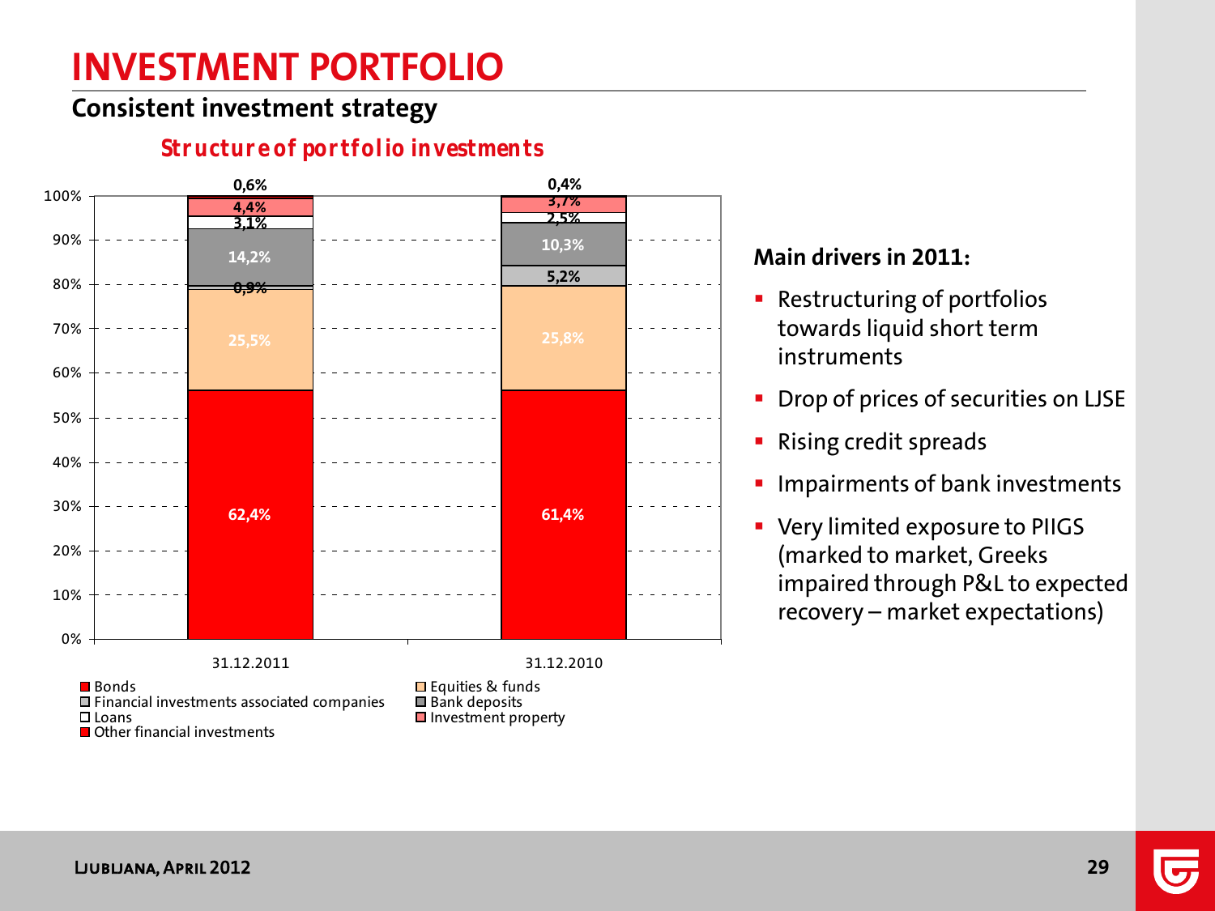# INVESTMENT PORTFOLIO

## Consistent investment strategy

### *Structure of portfolio investments*

| | 31.12.2011 | 31.12.2010 |
|---|---|---|
| Bonds | 62,4% | 61,4% |
| Equities & funds | 25,5% | 25,8% |
| Financial investments associated companies | 0,9% | 5,2% |
| Bank deposits | 14,2% | 10,3% |
| Loans | 3,1% | 2,5% |
| Investment property | 4,4% | 3,7% |
| Other financial investments | 0,6% | 0,4% |

**Main drivers in 2011:**

- Restructuring of portfolios towards liquid short term instruments
- Drop of prices of securities on LJSE
- Rising credit spreads
- Impairments of bank investments
- Very limited exposure to PIIGS (marked to market, Greeks impaired through P&L to expected recovery – market expectations)

Ljubljana, April 2012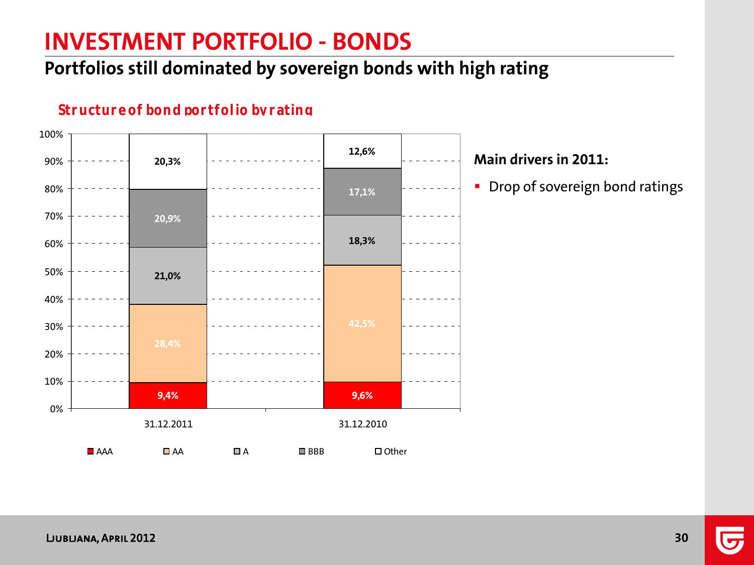# INVESTMENT PORTFOLIO - BONDS

## Portfolios still dominated by sovereign bonds with high rating

**Structure of bond portfolio by rating**

| | 31.12.2011 | 31.12.2010 |
|---|---|---|
| AAA | 9,4% | 9,6% |
| AA | 28,4% | 42,5% |
| A | 21,0% | 18,3% |
| BBB | 20,9% | 17,1% |
| Other | 20,3% | 12,6% |

**Main drivers in 2011:**

- Drop of sovereign bond ratings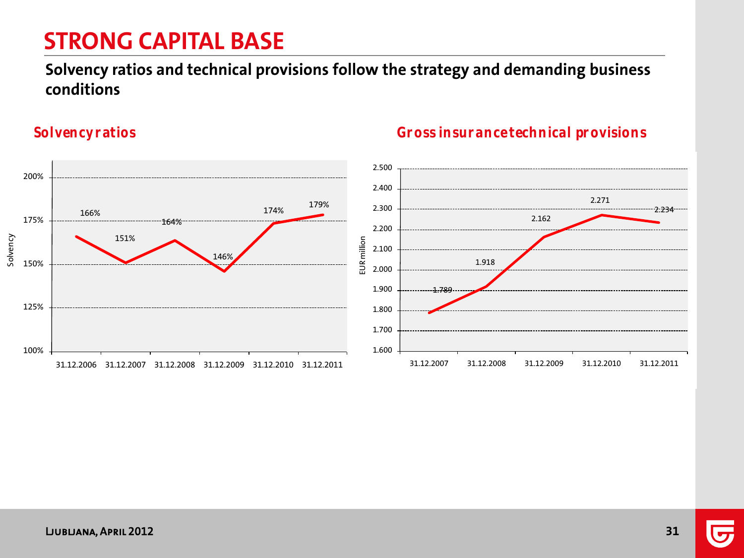# STRONG CAPITAL BASE

**Solvency ratios and technical provisions follow the strategy and demanding business conditions**

## Solvency ratios

| Date | Solvency |
|---|---|
| 31.12.2006 | 166% |
| 31.12.2007 | 151% |
| 31.12.2008 | 164% |
| 31.12.2009 | 146% |
| 31.12.2010 | 174% |
| 31.12.2011 | 179% |

## Gross insurance technical provisions

| Date | EUR million |
|---|---|
| 31.12.2007 | 1.789 |
| 31.12.2008 | 1.918 |
| 31.12.2009 | 2.162 |
| 31.12.2010 | 2.271 |
| 31.12.2011 | 2.234 |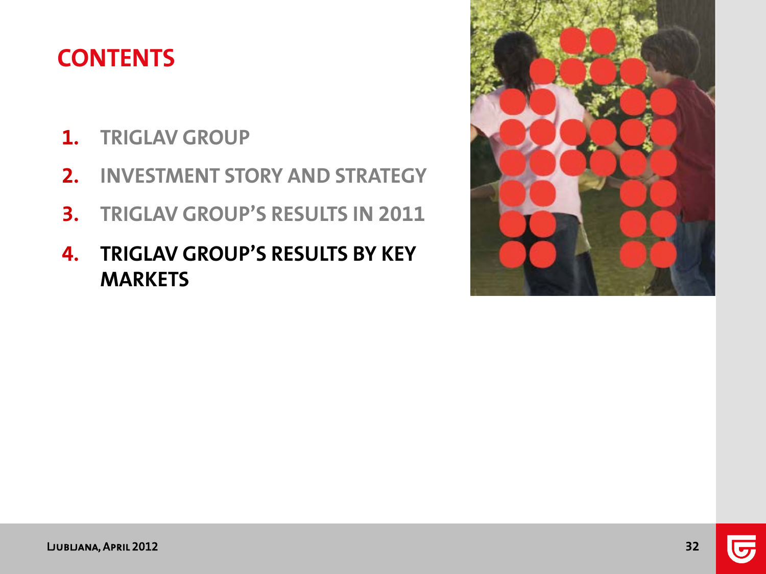# CONTENTS

1. TRIGLAV GROUP
2. INVESTMENT STORY AND STRATEGY
3. TRIGLAV GROUP'S RESULTS IN 2011
4. **TRIGLAV GROUP'S RESULTS BY KEY MARKETS**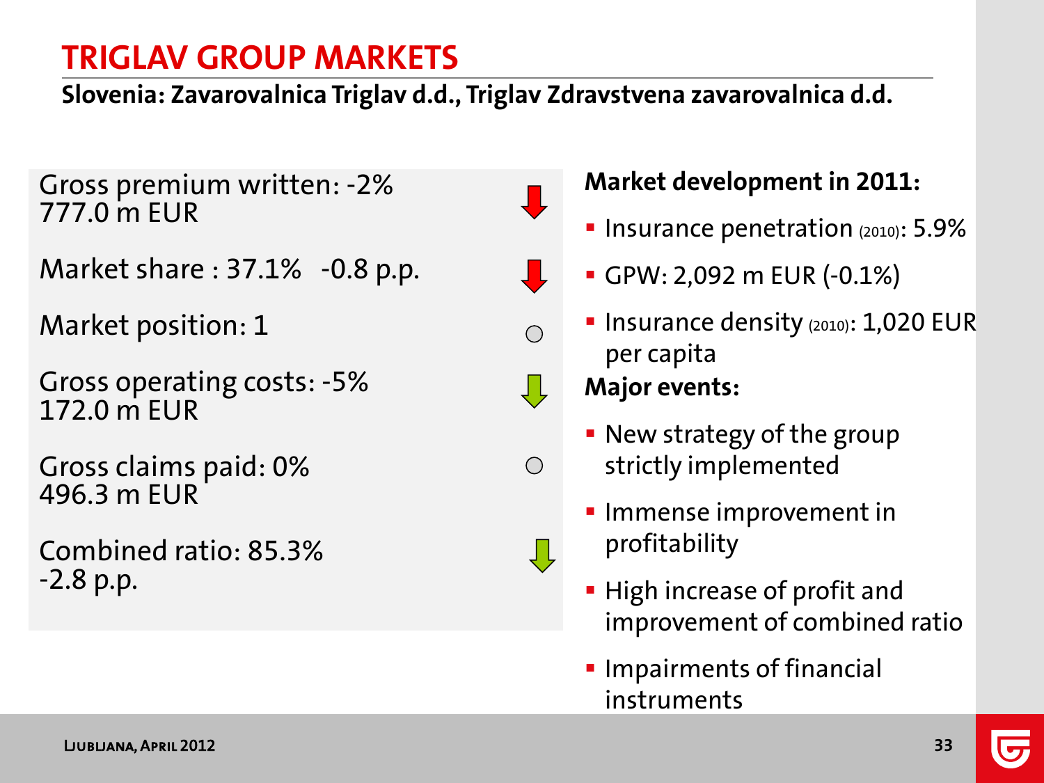# TRIGLAV GROUP MARKETS

**Slovenia: Zavarovalnica Triglav d.d., Triglav Zdravstvena zavarovalnica d.d.**

Gross premium written: -2%
777.0 m EUR

Market share : 37.1% -0.8 p.p.

Market position: 1

Gross operating costs: -5%
172.0 m EUR

Gross claims paid: 0%
496.3 m EUR

Combined ratio: 85.3%
-2.8 p.p.

**Market development in 2011:**

- Insurance penetration (2010): 5.9%
- GPW: 2,092 m EUR (-0.1%)
- Insurance density (2010): 1,020 EUR per capita

**Major events:**

- New strategy of the group strictly implemented
- Immense improvement in profitability
- High increase of profit and improvement of combined ratio
- Impairments of financial instruments

Ljubljana, April 2012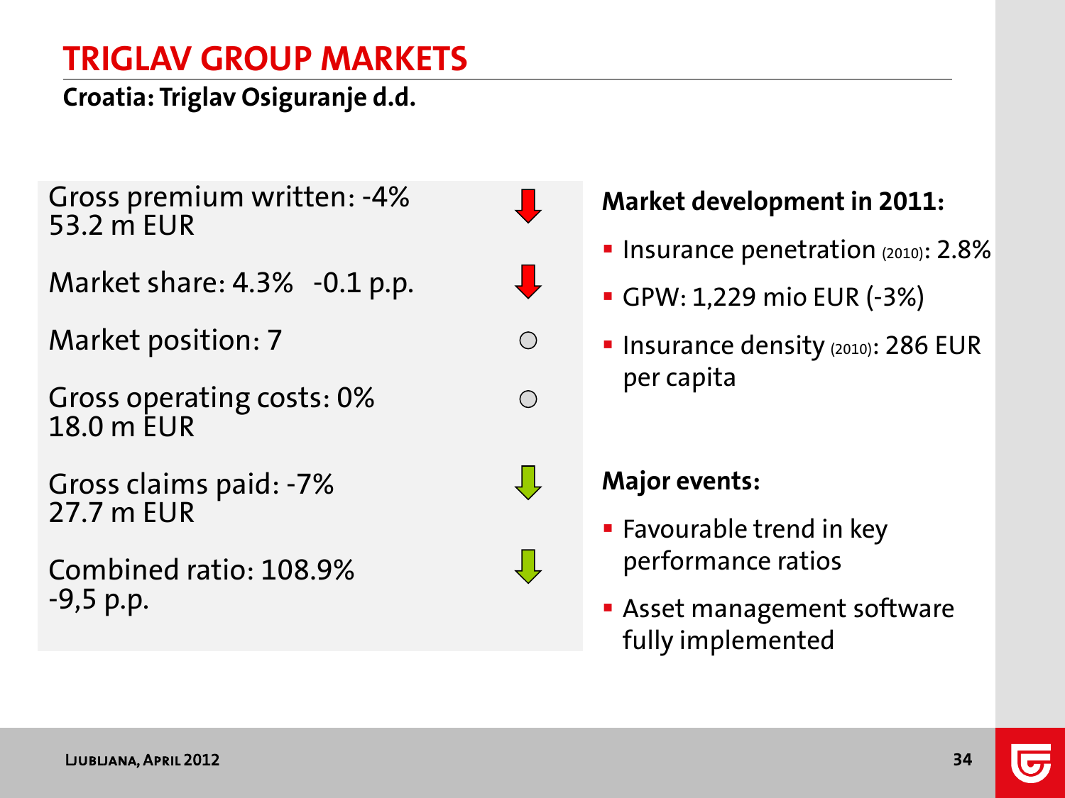# TRIGLAV GROUP MARKETS

**Croatia: Triglav Osiguranje d.d.**

Gross premium written: -4%
53.2 m EUR

Market share: 4.3% -0.1 p.p.

Market position: 7

Gross operating costs: 0%
18.0 m EUR

Gross claims paid: -7%
27.7 m EUR

Combined ratio: 108.9%
-9,5 p.p.

**Market development in 2011:**

- Insurance penetration (2010): 2.8%
- GPW: 1,229 mio EUR (-3%)
- Insurance density (2010): 286 EUR per capita

**Major events:**

- Favourable trend in key performance ratios
- Asset management software fully implemented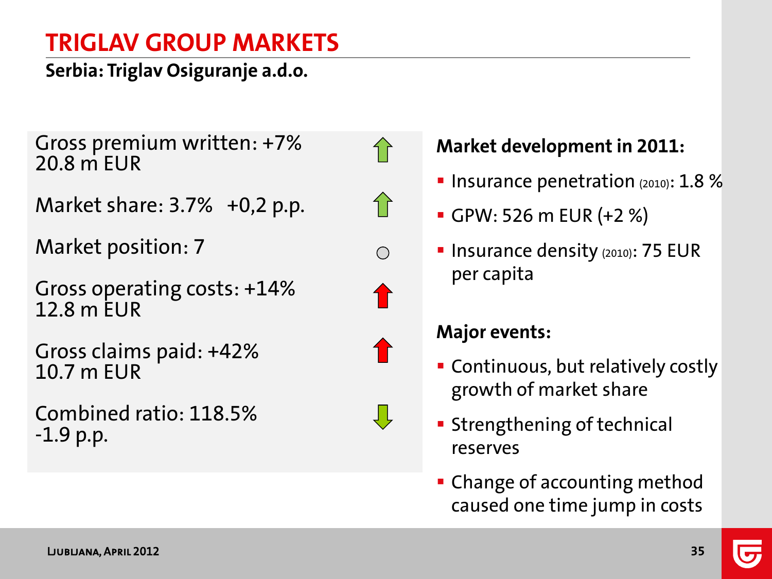# TRIGLAV GROUP MARKETS

## Serbia: Triglav Osiguranje a.d.o.

Gross premium written: +7%
20.8 m EUR ↑

Market share: 3.7% +0,2 p.p. ↑

Market position: 7 ○

Gross operating costs: +14%
12.8 m EUR ↑

Gross claims paid: +42%
10.7 m EUR ↑

Combined ratio: 118.5%
-1.9 p.p. ↓

**Market development in 2011:**

- Insurance penetration (2010): 1.8 %
- GPW: 526 m EUR (+2 %)
- Insurance density (2010): 75 EUR per capita

**Major events:**

- Continuous, but relatively costly growth of market share
- Strengthening of technical reserves
- Change of accounting method caused one time jump in costs

LJUBLJANA, APRIL 2012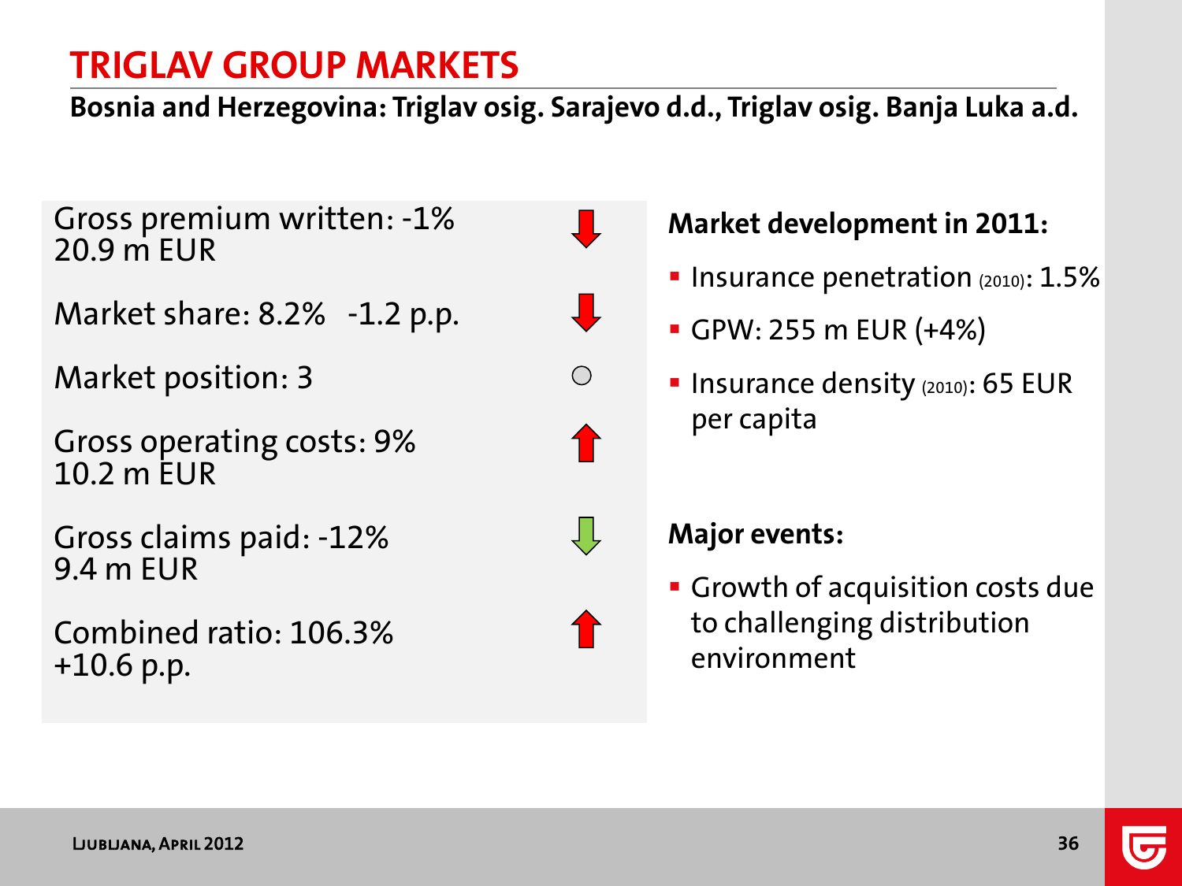# TRIGLAV GROUP MARKETS

**Bosnia and Herzegovina: Triglav osig. Sarajevo d.d., Triglav osig. Banja Luka a.d.**

Gross premium written: -1%
20.9 m EUR

Market share: 8.2% -1.2 p.p.

Market position: 3

Gross operating costs: 9%
10.2 m EUR

Gross claims paid: -12%
9.4 m EUR

Combined ratio: 106.3%
+10.6 p.p.

**Market development in 2011:**

- Insurance penetration (2010): 1.5%
- GPW: 255 m EUR (+4%)
- Insurance density (2010): 65 EUR per capita

**Major events:**

- Growth of acquisition costs due to challenging distribution environment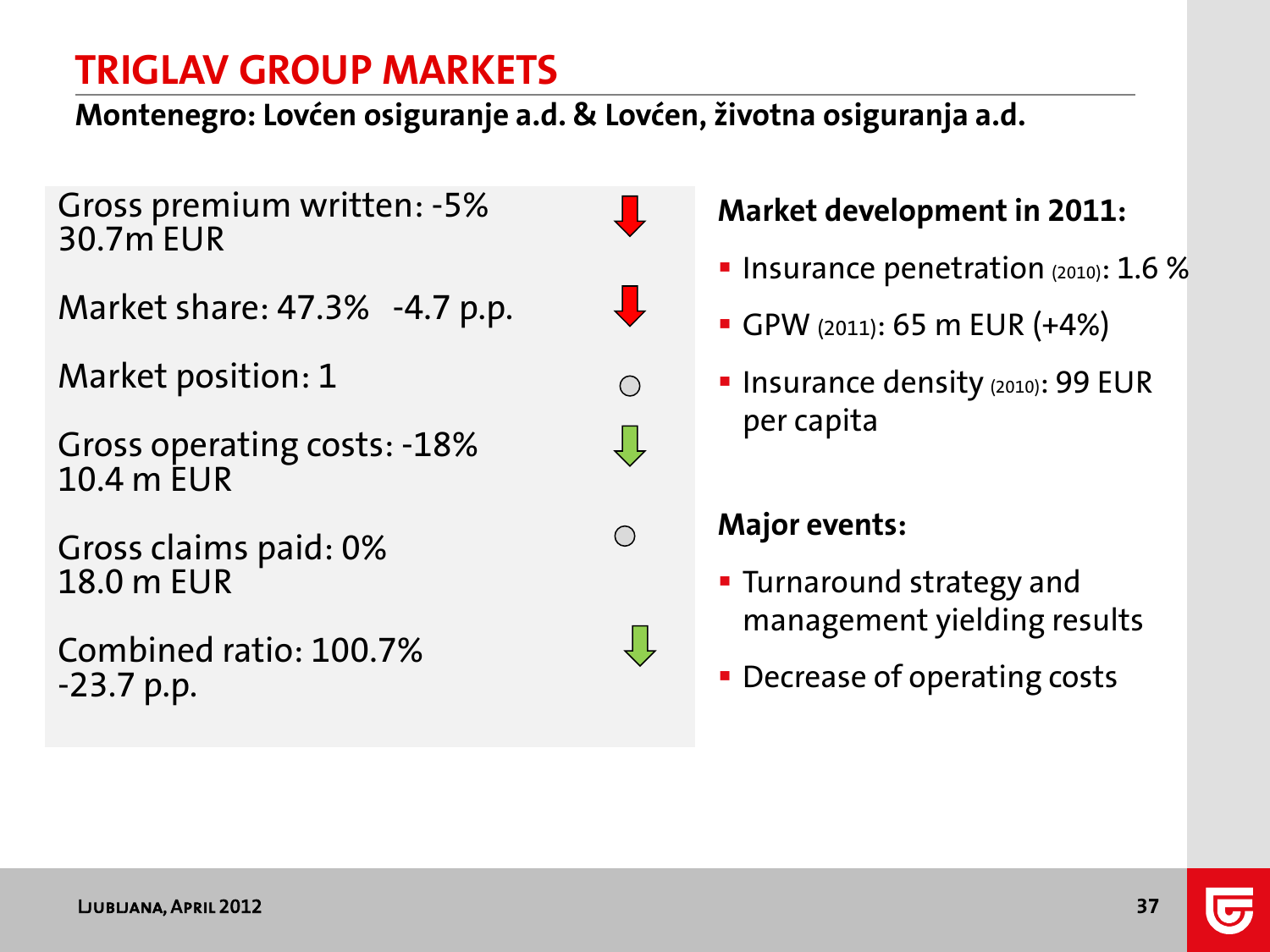# TRIGLAV GROUP MARKETS

**Montenegro: Lovćen osiguranje a.d. & Lovćen, životna osiguranja a.d.**

Gross premium written: -5%
30.7m EUR

Market share: 47.3% -4.7 p.p.

Market position: 1

Gross operating costs: -18%
10.4 m EUR

Gross claims paid: 0%
18.0 m EUR

Combined ratio: 100.7%
-23.7 p.p.

**Market development in 2011:**

- Insurance penetration (2010): 1.6 %
- GPW (2011): 65 m EUR (+4%)
- Insurance density (2010): 99 EUR per capita

**Major events:**

- Turnaround strategy and management yielding results
- Decrease of operating costs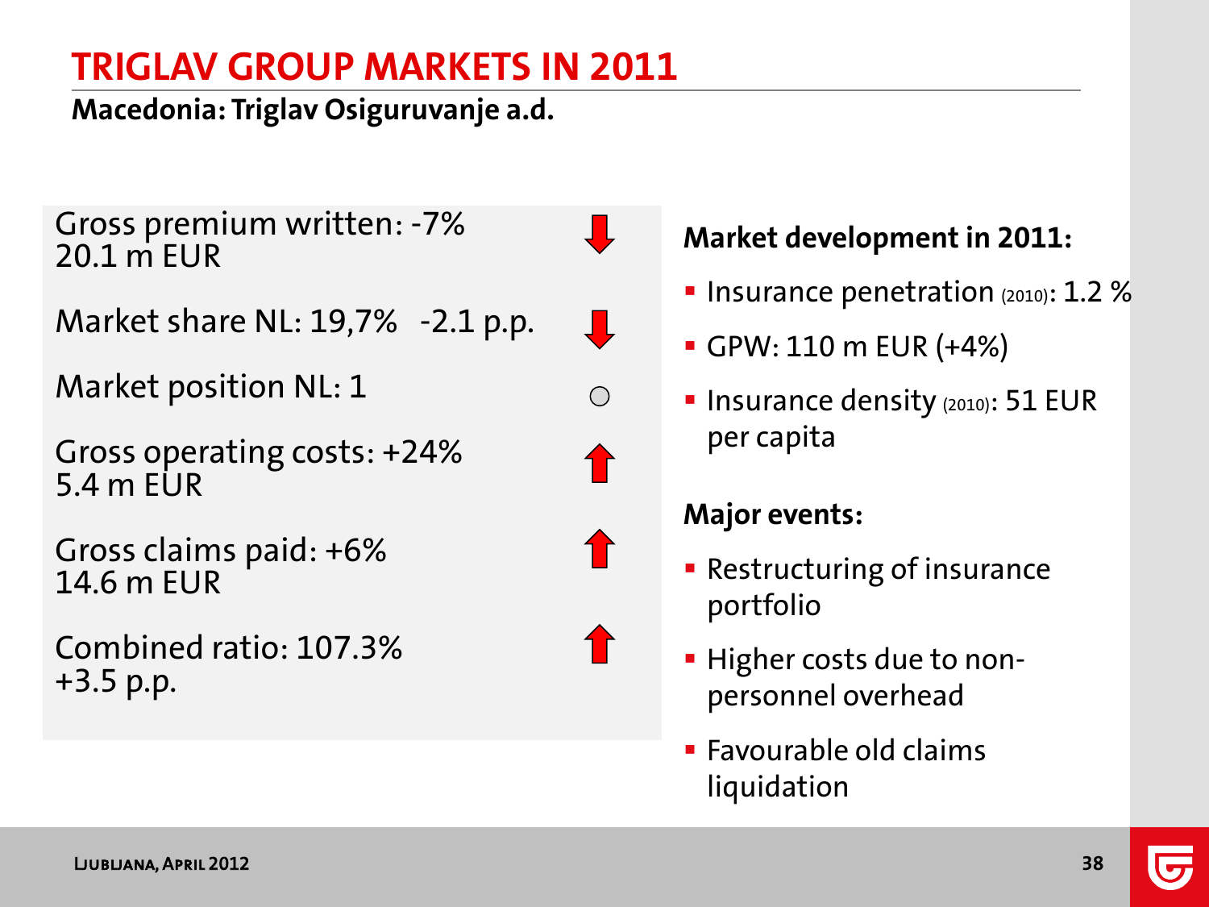# TRIGLAV GROUP MARKETS IN 2011

**Macedonia: Triglav Osiguruvanje a.d.**

Gross premium written: -7%
20.1 m EUR ↓

Market share NL: 19,7% -2.1 p.p. ↓

Market position NL: 1 ○

Gross operating costs: +24%
5.4 m EUR ↑

Gross claims paid: +6%
14.6 m EUR ↑

Combined ratio: 107.3%
+3.5 p.p. ↑

**Market development in 2011:**

- Insurance penetration (2010): 1.2 %
- GPW: 110 m EUR (+4%)
- Insurance density (2010): 51 EUR per capita

**Major events:**

- Restructuring of insurance portfolio
- Higher costs due to non-personnel overhead
- Favourable old claims liquidation

LJUBLJANA, APRIL 2012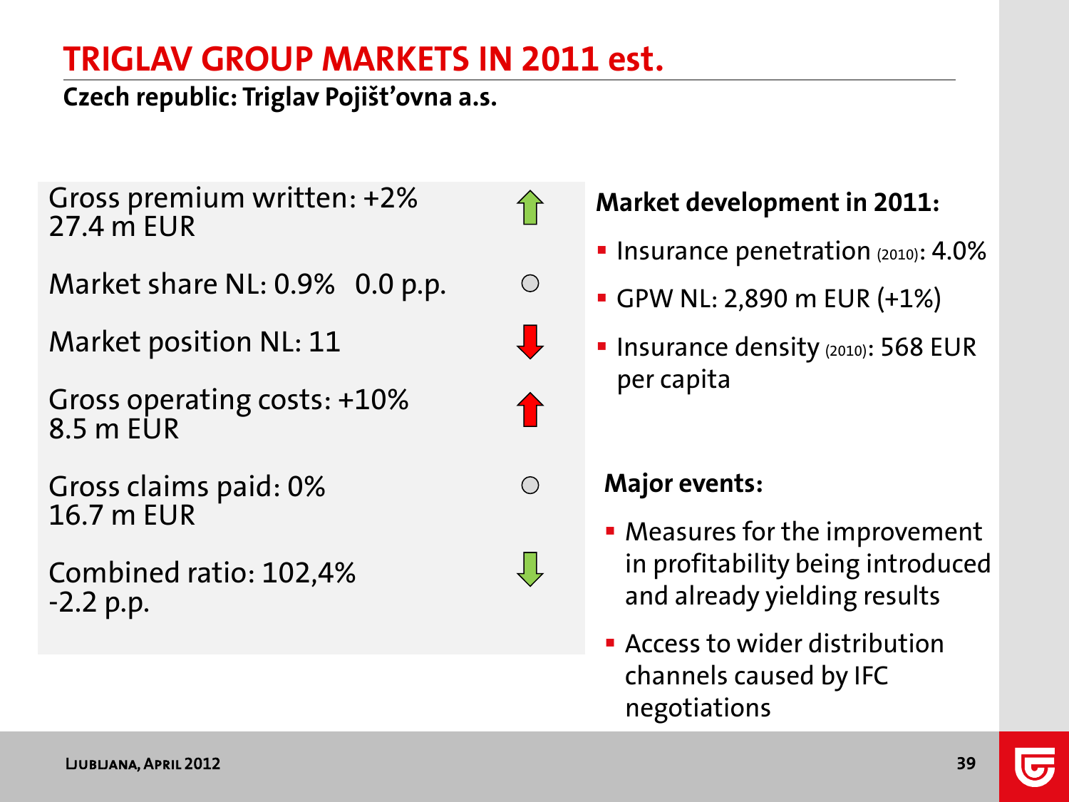# TRIGLAV GROUP MARKETS IN 2011 est.

**Czech republic: Triglav Pojišt'ovna a.s.**

Gross premium written: +2%
27.4 m EUR ↑

Market share NL: 0.9% 0.0 p.p. ○

Market position NL: 11 ↓

Gross operating costs: +10%
8.5 m EUR ↑

Gross claims paid: 0%
16.7 m EUR ○

Combined ratio: 102,4%
-2.2 p.p. ↓

**Market development in 2011:**

- Insurance penetration (2010): 4.0%
- GPW NL: 2,890 m EUR (+1%)
- Insurance density (2010): 568 EUR per capita

**Major events:**

- Measures for the improvement in profitability being introduced and already yielding results
- Access to wider distribution channels caused by IFC negotiations

LJUBLJANA, APRIL 2012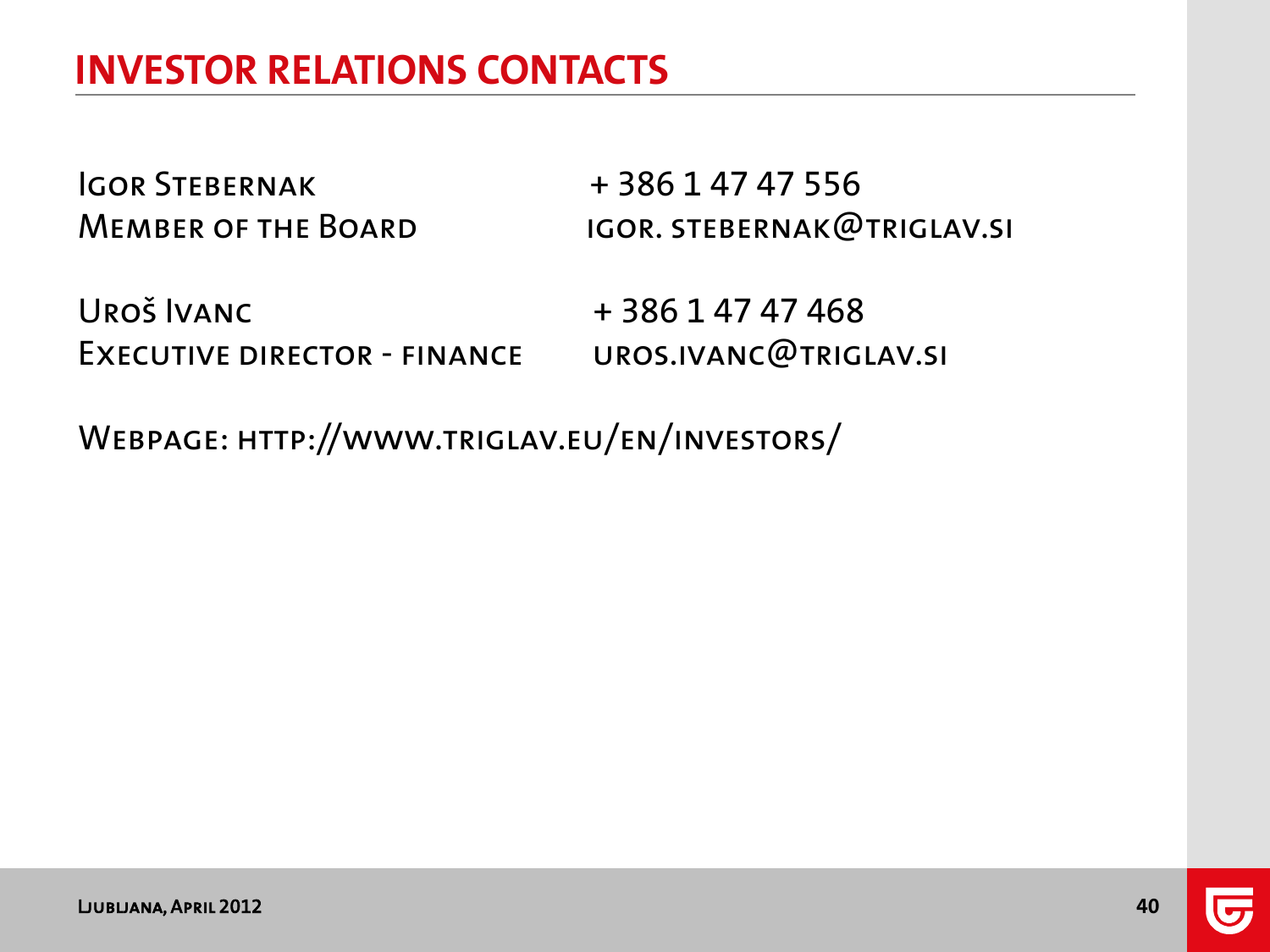# INVESTOR RELATIONS CONTACTS

Igor Stebernak
Member of the Board

+ 386 1 47 47 556
igor. stebernak@triglav.si

Uroš Ivanc
Executive director - finance

+ 386 1 47 47 468
uros.ivanc@triglav.si

Webpage: http://www.triglav.eu/en/investors/

Ljubljana, April 2012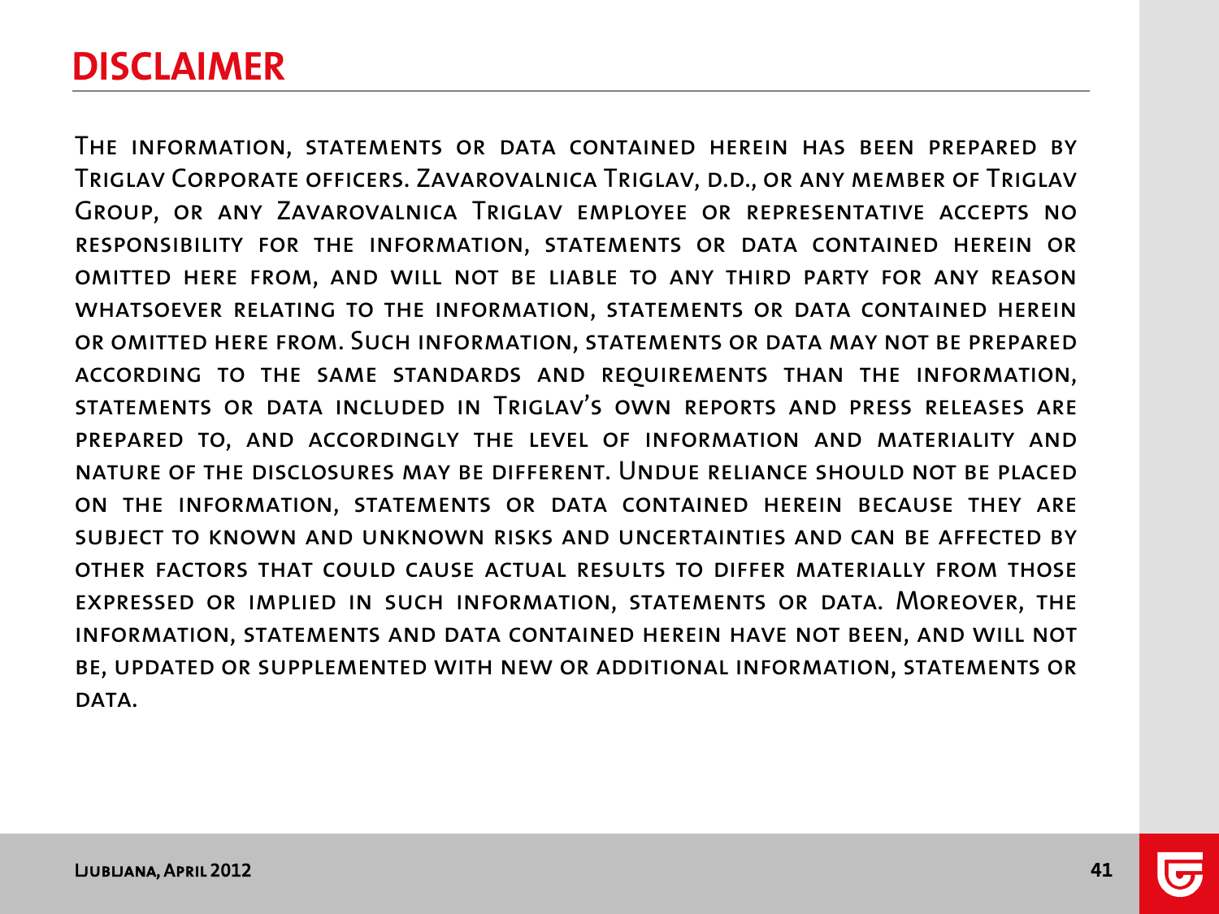# DISCLAIMER

The information, statements or data contained herein has been prepared by Triglav Corporate officers. Zavarovalnica Triglav, d.d., or any member of Triglav Group, or any Zavarovalnica Triglav employee or representative accepts no responsibility for the information, statements or data contained herein or omitted here from, and will not be liable to any third party for any reason whatsoever relating to the information, statements or data contained herein or omitted here from. Such information, statements or data may not be prepared according to the same standards and requirements than the information, statements or data included in Triglav's own reports and press releases are prepared to, and accordingly the level of information and materiality and nature of the disclosures may be different. Undue reliance should not be placed on the information, statements or data contained herein because they are subject to known and unknown risks and uncertainties and can be affected by other factors that could cause actual results to differ materially from those expressed or implied in such information, statements or data. Moreover, the information, statements and data contained herein have not been, and will not be, updated or supplemented with new or additional information, statements or data.